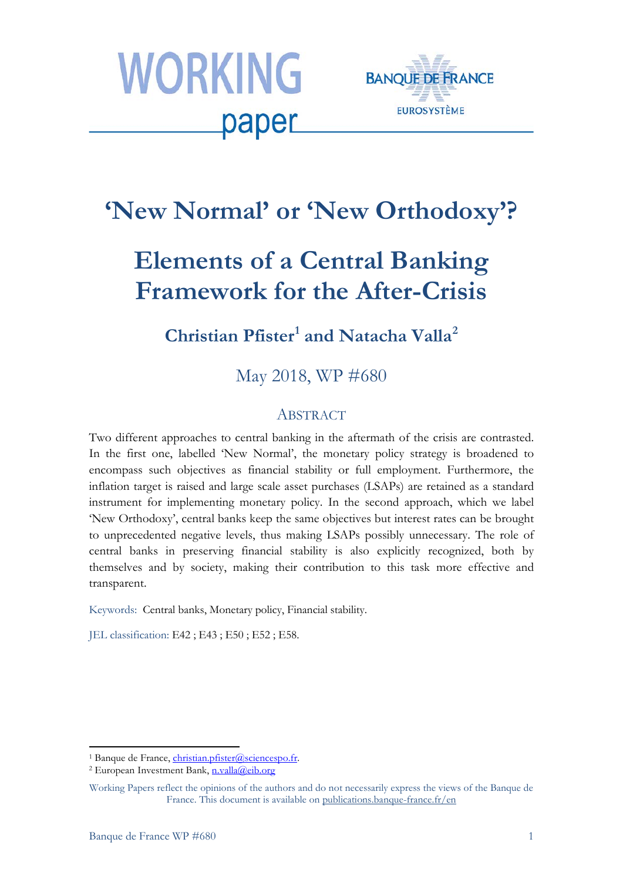# 'New Normal' or 'New Orthodoxy'?

# Elements of a Central Banking Framework for the After-Crisis

## Christian Pfister[1] and Natacha Valla[2]

May 2018, WP #680

### ABSTRACT

Two different approaches to central banking in the aftermath of the crisis are contrasted. In the first one, labelled 'New Normal', the monetary policy strategy is broadened to encompass such objectives as financial stability or full employment. Furthermore, the inflation target is raised and large scale asset purchases (LSAPs) are retained as a standard instrument for implementing monetary policy. In the second approach, which we label 'New Orthodoxy', central banks keep the same objectives but interest rates can be brought to unprecedented negative levels, thus making LSAPs possibly unnecessary. The role of central banks in preserving financial stability is also explicitly recognized, both by themselves and by society, making their contribution to this task more effective and transparent.

Keywords: Central banks, Monetary policy, Financial stability.

JEL classification: E42 ; E43 ; E50 ; E52 ; E58.

[1] Banque de France, christian.pfister@sciencespo.fr.

[2] European Investment Bank, n.valla@eib.org

Working Papers reflect the opinions of the authors and do not necessarily express the views of the Banque de France. This document is available on publications.banque-france.fr/en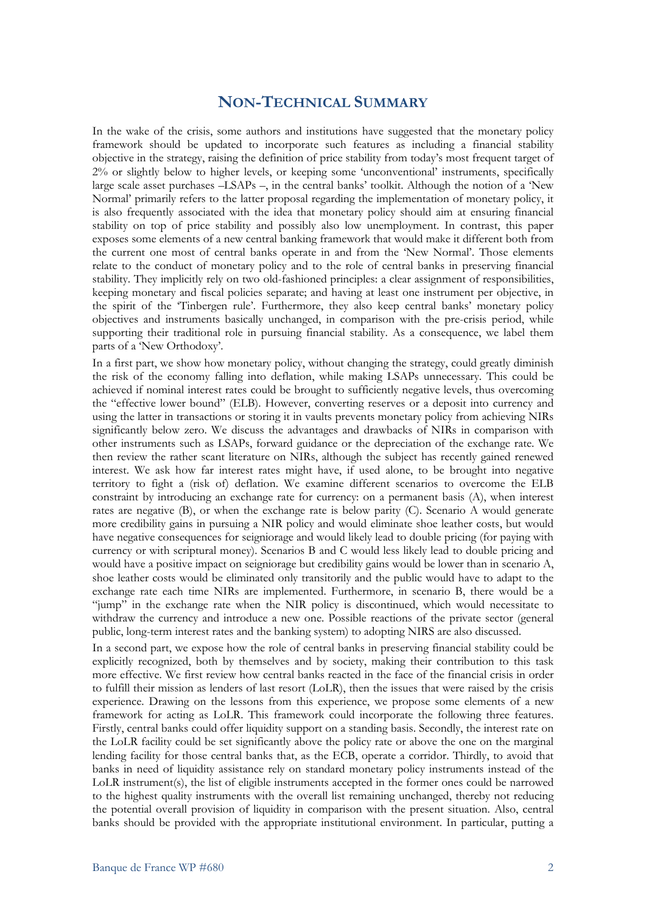## NON-TECHNICAL SUMMARY

In the wake of the crisis, some authors and institutions have suggested that the monetary policy framework should be updated to incorporate such features as including a financial stability objective in the strategy, raising the definition of price stability from today's most frequent target of 2% or slightly below to higher levels, or keeping some 'unconventional' instruments, specifically large scale asset purchases –LSAPs –, in the central banks' toolkit. Although the notion of a 'New Normal' primarily refers to the latter proposal regarding the implementation of monetary policy, it is also frequently associated with the idea that monetary policy should aim at ensuring financial stability on top of price stability and possibly also low unemployment. In contrast, this paper exposes some elements of a new central banking framework that would make it different both from the current one most of central banks operate in and from the 'New Normal'. Those elements relate to the conduct of monetary policy and to the role of central banks in preserving financial stability. They implicitly rely on two old-fashioned principles: a clear assignment of responsibilities, keeping monetary and fiscal policies separate; and having at least one instrument per objective, in the spirit of the 'Tinbergen rule'. Furthermore, they also keep central banks' monetary policy objectives and instruments basically unchanged, in comparison with the pre-crisis period, while supporting their traditional role in pursuing financial stability. As a consequence, we label them parts of a 'New Orthodoxy'.

In a first part, we show how monetary policy, without changing the strategy, could greatly diminish the risk of the economy falling into deflation, while making LSAPs unnecessary. This could be achieved if nominal interest rates could be brought to sufficiently negative levels, thus overcoming the "effective lower bound" (ELB). However, converting reserves or a deposit into currency and using the latter in transactions or storing it in vaults prevents monetary policy from achieving NIRs significantly below zero. We discuss the advantages and drawbacks of NIRs in comparison with other instruments such as LSAPs, forward guidance or the depreciation of the exchange rate. We then review the rather scant literature on NIRs, although the subject has recently gained renewed interest. We ask how far interest rates might have, if used alone, to be brought into negative territory to fight a (risk of) deflation. We examine different scenarios to overcome the ELB constraint by introducing an exchange rate for currency: on a permanent basis (A), when interest rates are negative (B), or when the exchange rate is below parity (C). Scenario A would generate more credibility gains in pursuing a NIR policy and would eliminate shoe leather costs, but would have negative consequences for seigniorage and would likely lead to double pricing (for paying with currency or with scriptural money). Scenarios B and C would less likely lead to double pricing and would have a positive impact on seigniorage but credibility gains would be lower than in scenario A, shoe leather costs would be eliminated only transitorily and the public would have to adapt to the exchange rate each time NIRs are implemented. Furthermore, in scenario B, there would be a "jump" in the exchange rate when the NIR policy is discontinued, which would necessitate to withdraw the currency and introduce a new one. Possible reactions of the private sector (general public, long-term interest rates and the banking system) to adopting NIRS are also discussed.

In a second part, we expose how the role of central banks in preserving financial stability could be explicitly recognized, both by themselves and by society, making their contribution to this task more effective. We first review how central banks reacted in the face of the financial crisis in order to fulfill their mission as lenders of last resort (LoLR), then the issues that were raised by the crisis experience. Drawing on the lessons from this experience, we propose some elements of a new framework for acting as LoLR. This framework could incorporate the following three features. Firstly, central banks could offer liquidity support on a standing basis. Secondly, the interest rate on the LoLR facility could be set significantly above the policy rate or above the one on the marginal lending facility for those central banks that, as the ECB, operate a corridor. Thirdly, to avoid that banks in need of liquidity assistance rely on standard monetary policy instruments instead of the LoLR instrument(s), the list of eligible instruments accepted in the former ones could be narrowed to the highest quality instruments with the overall list remaining unchanged, thereby not reducing the potential overall provision of liquidity in comparison with the present situation. Also, central banks should be provided with the appropriate institutional environment. In particular, putting a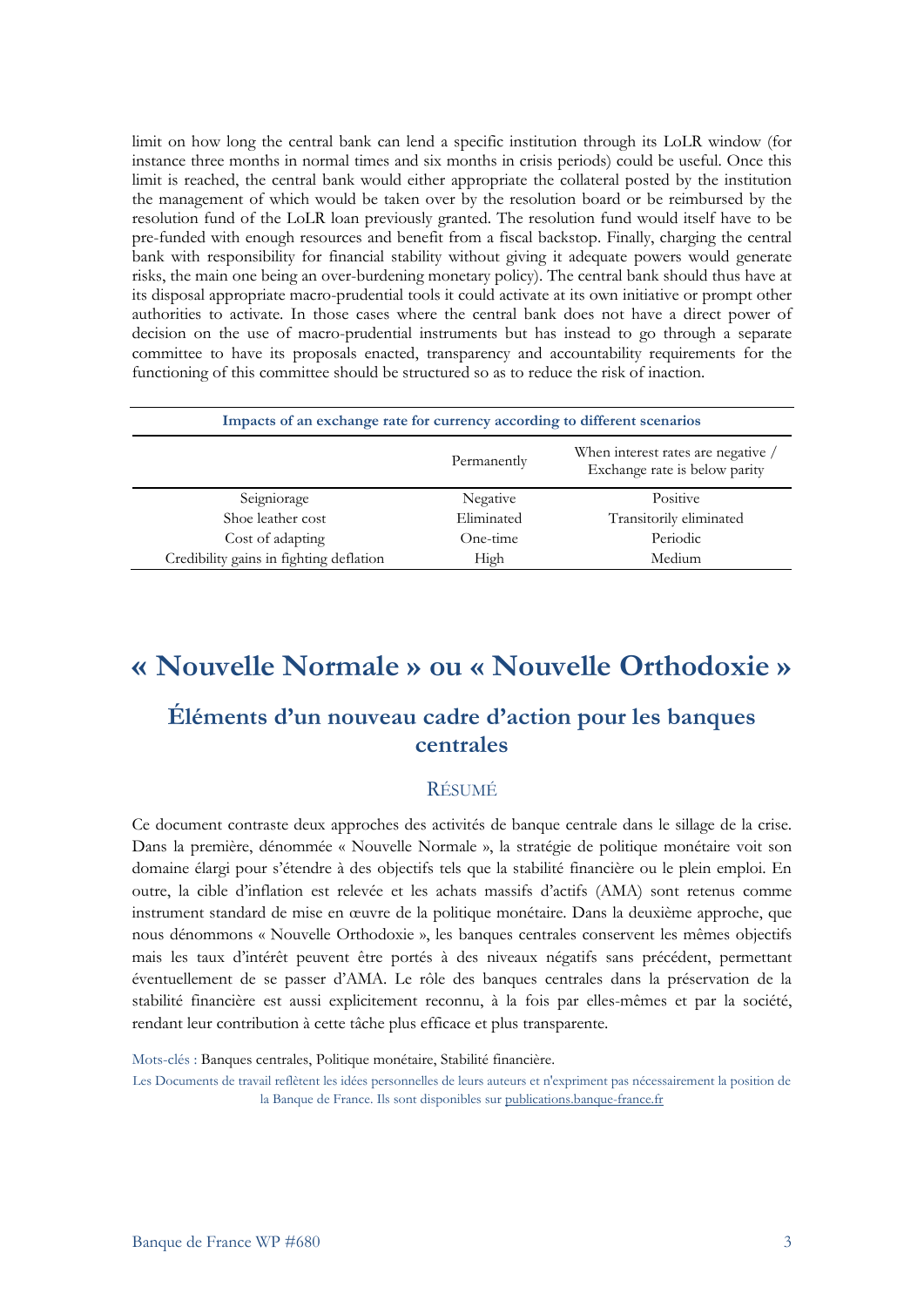limit on how long the central bank can lend a specific institution through its LoLR window (for instance three months in normal times and six months in crisis periods) could be useful. Once this limit is reached, the central bank would either appropriate the collateral posted by the institution the management of which would be taken over by the resolution board or be reimbursed by the resolution fund of the LoLR loan previously granted. The resolution fund would itself have to be pre-funded with enough resources and benefit from a fiscal backstop. Finally, charging the central bank with responsibility for financial stability without giving it adequate powers would generate risks, the main one being an over-burdening monetary policy). The central bank should thus have at its disposal appropriate macro-prudential tools it could activate at its own initiative or prompt other authorities to activate. In those cases where the central bank does not have a direct power of decision on the use of macro-prudential instruments but has instead to go through a separate committee to have its proposals enacted, transparency and accountability requirements for the functioning of this committee should be structured so as to reduce the risk of inaction.

**Impacts of an exchange rate for currency according to different scenarios**

| | Permanently | When interest rates are negative / Exchange rate is below parity |
|---|---|---|
| Seigniorage | Negative | Positive |
| Shoe leather cost | Eliminated | Transitorily eliminated |
| Cost of adapting | One-time | Periodic |
| Credibility gains in fighting deflation | High | Medium |

# « Nouvelle Normale » ou « Nouvelle Orthodoxie »

## Éléments d'un nouveau cadre d'action pour les banques centrales

### RÉSUMÉ

Ce document contraste deux approches des activités de banque centrale dans le sillage de la crise. Dans la première, dénommée « Nouvelle Normale », la stratégie de politique monétaire voit son domaine élargi pour s'étendre à des objectifs tels que la stabilité financière ou le plein emploi. En outre, la cible d'inflation est relevée et les achats massifs d'actifs (AMA) sont retenus comme instrument standard de mise en œuvre de la politique monétaire. Dans la deuxième approche, que nous dénommons « Nouvelle Orthodoxie », les banques centrales conservent les mêmes objectifs mais les taux d'intérêt peuvent être portés à des niveaux négatifs sans précédent, permettant éventuellement de se passer d'AMA. Le rôle des banques centrales dans la préservation de la stabilité financière est aussi explicitement reconnu, à la fois par elles-mêmes et par la société, rendant leur contribution à cette tâche plus efficace et plus transparente.

Mots-clés : Banques centrales, Politique monétaire, Stabilité financière.

Les Documents de travail reflètent les idées personnelles de leurs auteurs et n'expriment pas nécessairement la position de la Banque de France. Ils sont disponibles sur publications.banque-france.fr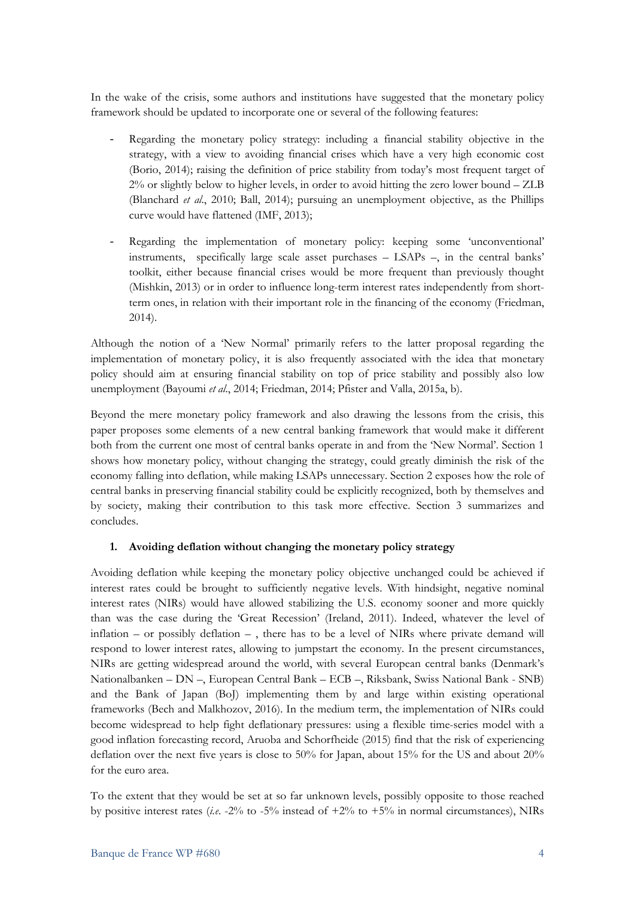In the wake of the crisis, some authors and institutions have suggested that the monetary policy framework should be updated to incorporate one or several of the following features:

- Regarding the monetary policy strategy: including a financial stability objective in the strategy, with a view to avoiding financial crises which have a very high economic cost (Borio, 2014); raising the definition of price stability from today's most frequent target of 2% or slightly below to higher levels, in order to avoid hitting the zero lower bound – ZLB (Blanchard *et al*., 2010; Ball, 2014); pursuing an unemployment objective, as the Phillips curve would have flattened (IMF, 2013);

- Regarding the implementation of monetary policy: keeping some 'unconventional' instruments, specifically large scale asset purchases – LSAPs –, in the central banks' toolkit, either because financial crises would be more frequent than previously thought (Mishkin, 2013) or in order to influence long-term interest rates independently from short-term ones, in relation with their important role in the financing of the economy (Friedman, 2014).

Although the notion of a 'New Normal' primarily refers to the latter proposal regarding the implementation of monetary policy, it is also frequently associated with the idea that monetary policy should aim at ensuring financial stability on top of price stability and possibly also low unemployment (Bayoumi *et al*., 2014; Friedman, 2014; Pfister and Valla, 2015a, b).

Beyond the mere monetary policy framework and also drawing the lessons from the crisis, this paper proposes some elements of a new central banking framework that would make it different both from the current one most of central banks operate in and from the 'New Normal'. Section 1 shows how monetary policy, without changing the strategy, could greatly diminish the risk of the economy falling into deflation, while making LSAPs unnecessary. Section 2 exposes how the role of central banks in preserving financial stability could be explicitly recognized, both by themselves and by society, making their contribution to this task more effective. Section 3 summarizes and concludes.

## 1. Avoiding deflation without changing the monetary policy strategy

Avoiding deflation while keeping the monetary policy objective unchanged could be achieved if interest rates could be brought to sufficiently negative levels. With hindsight, negative nominal interest rates (NIRs) would have allowed stabilizing the U.S. economy sooner and more quickly than was the case during the 'Great Recession' (Ireland, 2011). Indeed, whatever the level of inflation – or possibly deflation – , there has to be a level of NIRs where private demand will respond to lower interest rates, allowing to jumpstart the economy. In the present circumstances, NIRs are getting widespread around the world, with several European central banks (Denmark's Nationalbanken – DN –, European Central Bank – ECB –, Riksbank, Swiss National Bank - SNB) and the Bank of Japan (BoJ) implementing them by and large within existing operational frameworks (Bech and Malkhozov, 2016). In the medium term, the implementation of NIRs could become widespread to help fight deflationary pressures: using a flexible time-series model with a good inflation forecasting record, Aruoba and Schorfheide (2015) find that the risk of experiencing deflation over the next five years is close to 50% for Japan, about 15% for the US and about 20% for the euro area.

To the extent that they would be set at so far unknown levels, possibly opposite to those reached by positive interest rates (*i.e*. -2% to -5% instead of +2% to +5% in normal circumstances), NIRs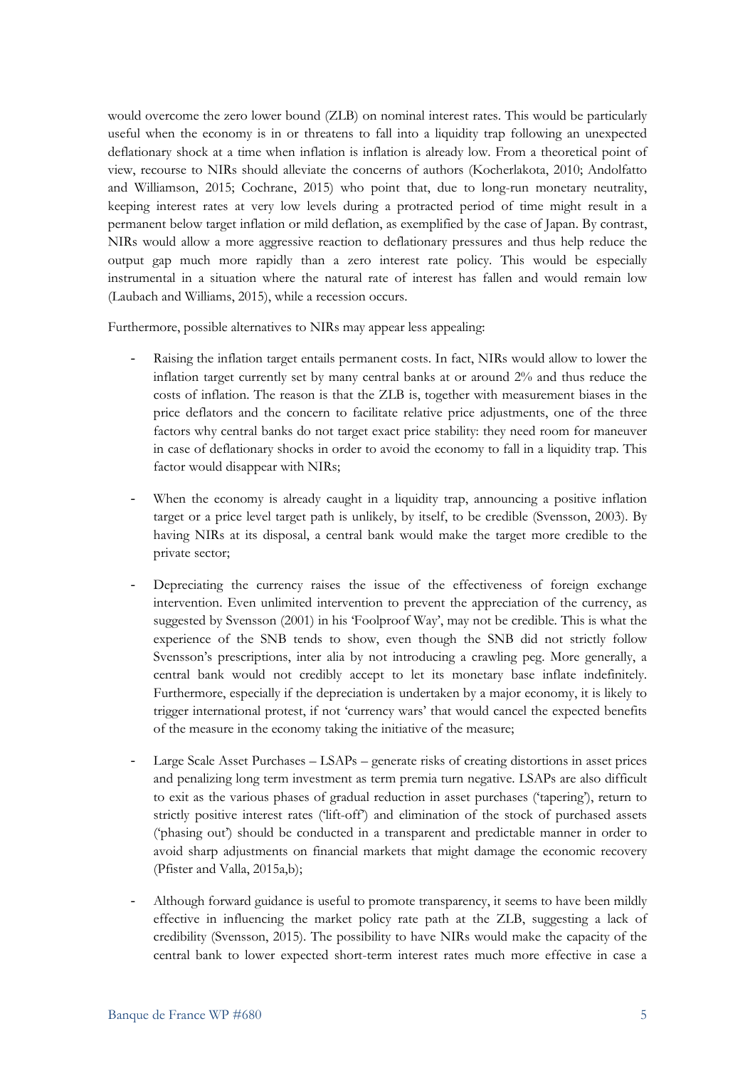would overcome the zero lower bound (ZLB) on nominal interest rates. This would be particularly useful when the economy is in or threatens to fall into a liquidity trap following an unexpected deflationary shock at a time when inflation is inflation is already low. From a theoretical point of view, recourse to NIRs should alleviate the concerns of authors (Kocherlakota, 2010; Andolfatto and Williamson, 2015; Cochrane, 2015) who point that, due to long-run monetary neutrality, keeping interest rates at very low levels during a protracted period of time might result in a permanent below target inflation or mild deflation, as exemplified by the case of Japan. By contrast, NIRs would allow a more aggressive reaction to deflationary pressures and thus help reduce the output gap much more rapidly than a zero interest rate policy. This would be especially instrumental in a situation where the natural rate of interest has fallen and would remain low (Laubach and Williams, 2015), while a recession occurs.

Furthermore, possible alternatives to NIRs may appear less appealing:

- Raising the inflation target entails permanent costs. In fact, NIRs would allow to lower the inflation target currently set by many central banks at or around 2% and thus reduce the costs of inflation. The reason is that the ZLB is, together with measurement biases in the price deflators and the concern to facilitate relative price adjustments, one of the three factors why central banks do not target exact price stability: they need room for maneuver in case of deflationary shocks in order to avoid the economy to fall in a liquidity trap. This factor would disappear with NIRs;

- When the economy is already caught in a liquidity trap, announcing a positive inflation target or a price level target path is unlikely, by itself, to be credible (Svensson, 2003). By having NIRs at its disposal, a central bank would make the target more credible to the private sector;

- Depreciating the currency raises the issue of the effectiveness of foreign exchange intervention. Even unlimited intervention to prevent the appreciation of the currency, as suggested by Svensson (2001) in his 'Foolproof Way', may not be credible. This is what the experience of the SNB tends to show, even though the SNB did not strictly follow Svensson's prescriptions, inter alia by not introducing a crawling peg. More generally, a central bank would not credibly accept to let its monetary base inflate indefinitely. Furthermore, especially if the depreciation is undertaken by a major economy, it is likely to trigger international protest, if not 'currency wars' that would cancel the expected benefits of the measure in the economy taking the initiative of the measure;

- Large Scale Asset Purchases – LSAPs – generate risks of creating distortions in asset prices and penalizing long term investment as term premia turn negative. LSAPs are also difficult to exit as the various phases of gradual reduction in asset purchases ('tapering'), return to strictly positive interest rates ('lift-off') and elimination of the stock of purchased assets ('phasing out') should be conducted in a transparent and predictable manner in order to avoid sharp adjustments on financial markets that might damage the economic recovery (Pfister and Valla, 2015a,b);

- Although forward guidance is useful to promote transparency, it seems to have been mildly effective in influencing the market policy rate path at the ZLB, suggesting a lack of credibility (Svensson, 2015). The possibility to have NIRs would make the capacity of the central bank to lower expected short-term interest rates much more effective in case a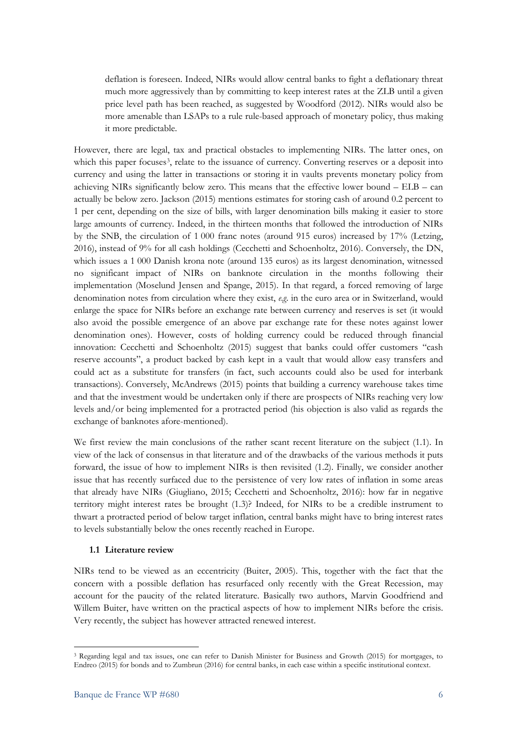deflation is foreseen. Indeed, NIRs would allow central banks to fight a deflationary threat much more aggressively than by committing to keep interest rates at the ZLB until a given price level path has been reached, as suggested by Woodford (2012). NIRs would also be more amenable than LSAPs to a rule rule-based approach of monetary policy, thus making it more predictable.

However, there are legal, tax and practical obstacles to implementing NIRs. The latter ones, on which this paper focuses[3], relate to the issuance of currency. Converting reserves or a deposit into currency and using the latter in transactions or storing it in vaults prevents monetary policy from achieving NIRs significantly below zero. This means that the effective lower bound – ELB – can actually be below zero. Jackson (2015) mentions estimates for storing cash of around 0.2 percent to 1 per cent, depending on the size of bills, with larger denomination bills making it easier to store large amounts of currency. Indeed, in the thirteen months that followed the introduction of NIRs by the SNB, the circulation of 1 000 franc notes (around 915 euros) increased by 17% (Letzing, 2016), instead of 9% for all cash holdings (Cecchetti and Schoenholtz, 2016). Conversely, the DN, which issues a 1 000 Danish krona note (around 135 euros) as its largest denomination, witnessed no significant impact of NIRs on banknote circulation in the months following their implementation (Moselund Jensen and Spange, 2015). In that regard, a forced removing of large denomination notes from circulation where they exist, *e.g.* in the euro area or in Switzerland, would enlarge the space for NIRs before an exchange rate between currency and reserves is set (it would also avoid the possible emergence of an above par exchange rate for these notes against lower denomination ones). However, costs of holding currency could be reduced through financial innovation: Cecchetti and Schoenholtz (2015) suggest that banks could offer customers "cash reserve accounts", a product backed by cash kept in a vault that would allow easy transfers and could act as a substitute for transfers (in fact, such accounts could also be used for interbank transactions). Conversely, McAndrews (2015) points that building a currency warehouse takes time and that the investment would be undertaken only if there are prospects of NIRs reaching very low levels and/or being implemented for a protracted period (his objection is also valid as regards the exchange of banknotes afore-mentioned).

We first review the main conclusions of the rather scant recent literature on the subject (1.1). In view of the lack of consensus in that literature and of the drawbacks of the various methods it puts forward, the issue of how to implement NIRs is then revisited (1.2). Finally, we consider another issue that has recently surfaced due to the persistence of very low rates of inflation in some areas that already have NIRs (Giugliano, 2015; Cecchetti and Schoenholtz, 2016): how far in negative territory might interest rates be brought (1.3)? Indeed, for NIRs to be a credible instrument to thwart a protracted period of below target inflation, central banks might have to bring interest rates to levels substantially below the ones recently reached in Europe.

### 1.1 Literature review

NIRs tend to be viewed as an eccentricity (Buiter, 2005). This, together with the fact that the concern with a possible deflation has resurfaced only recently with the Great Recession, may account for the paucity of the related literature. Basically two authors, Marvin Goodfriend and Willem Buiter, have written on the practical aspects of how to implement NIRs before the crisis. Very recently, the subject has however attracted renewed interest.

[3] Regarding legal and tax issues, one can refer to Danish Minister for Business and Growth (2015) for mortgages, to Endreo (2015) for bonds and to Zumbrun (2016) for central banks, in each case within a specific institutional context.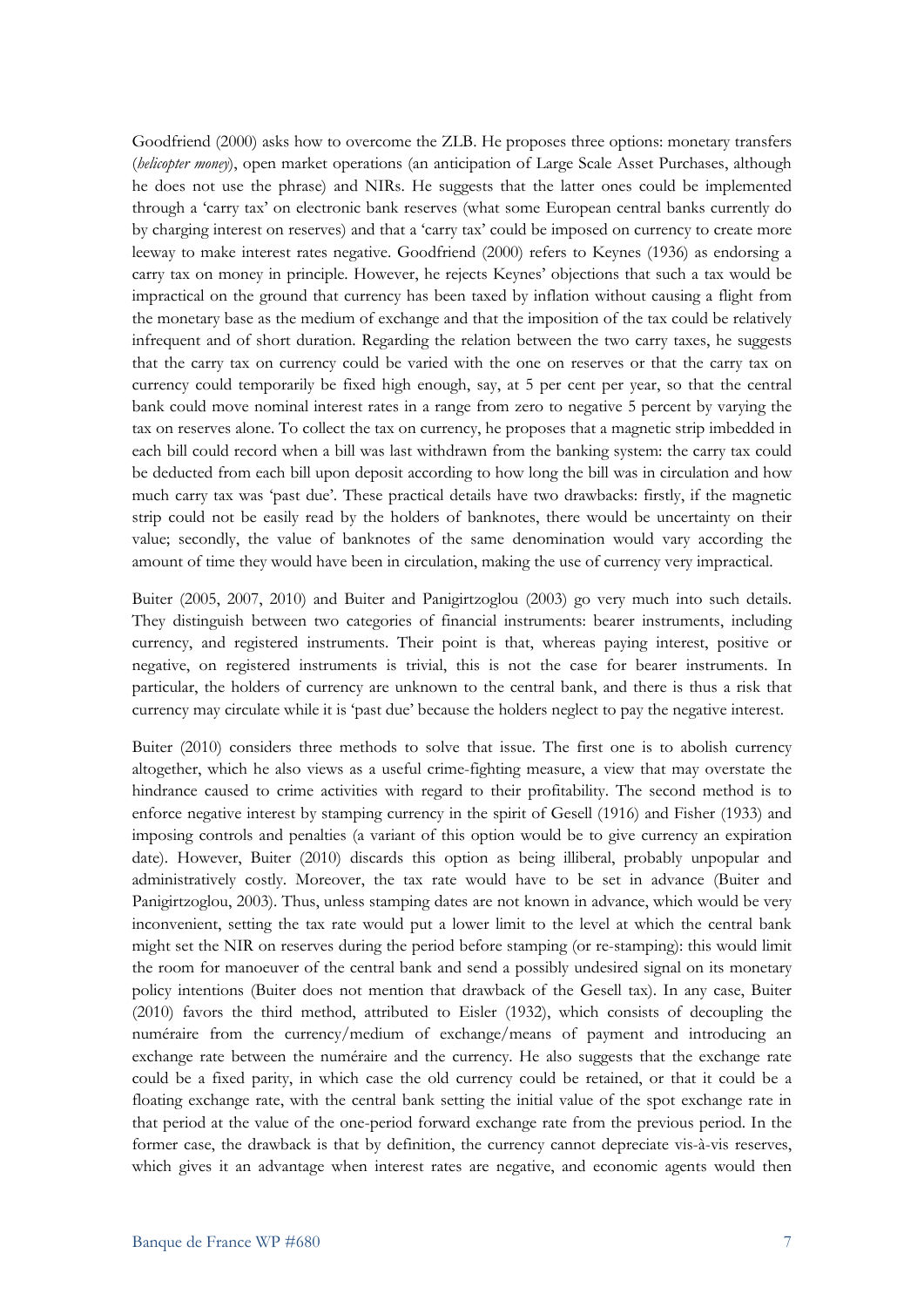Goodfriend (2000) asks how to overcome the ZLB. He proposes three options: monetary transfers (*helicopter money*), open market operations (an anticipation of Large Scale Asset Purchases, although he does not use the phrase) and NIRs. He suggests that the latter ones could be implemented through a 'carry tax' on electronic bank reserves (what some European central banks currently do by charging interest on reserves) and that a 'carry tax' could be imposed on currency to create more leeway to make interest rates negative. Goodfriend (2000) refers to Keynes (1936) as endorsing a carry tax on money in principle. However, he rejects Keynes' objections that such a tax would be impractical on the ground that currency has been taxed by inflation without causing a flight from the monetary base as the medium of exchange and that the imposition of the tax could be relatively infrequent and of short duration. Regarding the relation between the two carry taxes, he suggests that the carry tax on currency could be varied with the one on reserves or that the carry tax on currency could temporarily be fixed high enough, say, at 5 per cent per year, so that the central bank could move nominal interest rates in a range from zero to negative 5 percent by varying the tax on reserves alone. To collect the tax on currency, he proposes that a magnetic strip imbedded in each bill could record when a bill was last withdrawn from the banking system: the carry tax could be deducted from each bill upon deposit according to how long the bill was in circulation and how much carry tax was 'past due'. These practical details have two drawbacks: firstly, if the magnetic strip could not be easily read by the holders of banknotes, there would be uncertainty on their value; secondly, the value of banknotes of the same denomination would vary according the amount of time they would have been in circulation, making the use of currency very impractical.

Buiter (2005, 2007, 2010) and Buiter and Panigirtzoglou (2003) go very much into such details. They distinguish between two categories of financial instruments: bearer instruments, including currency, and registered instruments. Their point is that, whereas paying interest, positive or negative, on registered instruments is trivial, this is not the case for bearer instruments. In particular, the holders of currency are unknown to the central bank, and there is thus a risk that currency may circulate while it is 'past due' because the holders neglect to pay the negative interest.

Buiter (2010) considers three methods to solve that issue. The first one is to abolish currency altogether, which he also views as a useful crime-fighting measure, a view that may overstate the hindrance caused to crime activities with regard to their profitability. The second method is to enforce negative interest by stamping currency in the spirit of Gesell (1916) and Fisher (1933) and imposing controls and penalties (a variant of this option would be to give currency an expiration date). However, Buiter (2010) discards this option as being illiberal, probably unpopular and administratively costly. Moreover, the tax rate would have to be set in advance (Buiter and Panigirtzoglou, 2003). Thus, unless stamping dates are not known in advance, which would be very inconvenient, setting the tax rate would put a lower limit to the level at which the central bank might set the NIR on reserves during the period before stamping (or re-stamping): this would limit the room for manoeuver of the central bank and send a possibly undesired signal on its monetary policy intentions (Buiter does not mention that drawback of the Gesell tax). In any case, Buiter (2010) favors the third method, attributed to Eisler (1932), which consists of decoupling the numéraire from the currency/medium of exchange/means of payment and introducing an exchange rate between the numéraire and the currency. He also suggests that the exchange rate could be a fixed parity, in which case the old currency could be retained, or that it could be a floating exchange rate, with the central bank setting the initial value of the spot exchange rate in that period at the value of the one-period forward exchange rate from the previous period. In the former case, the drawback is that by definition, the currency cannot depreciate vis-à-vis reserves, which gives it an advantage when interest rates are negative, and economic agents would then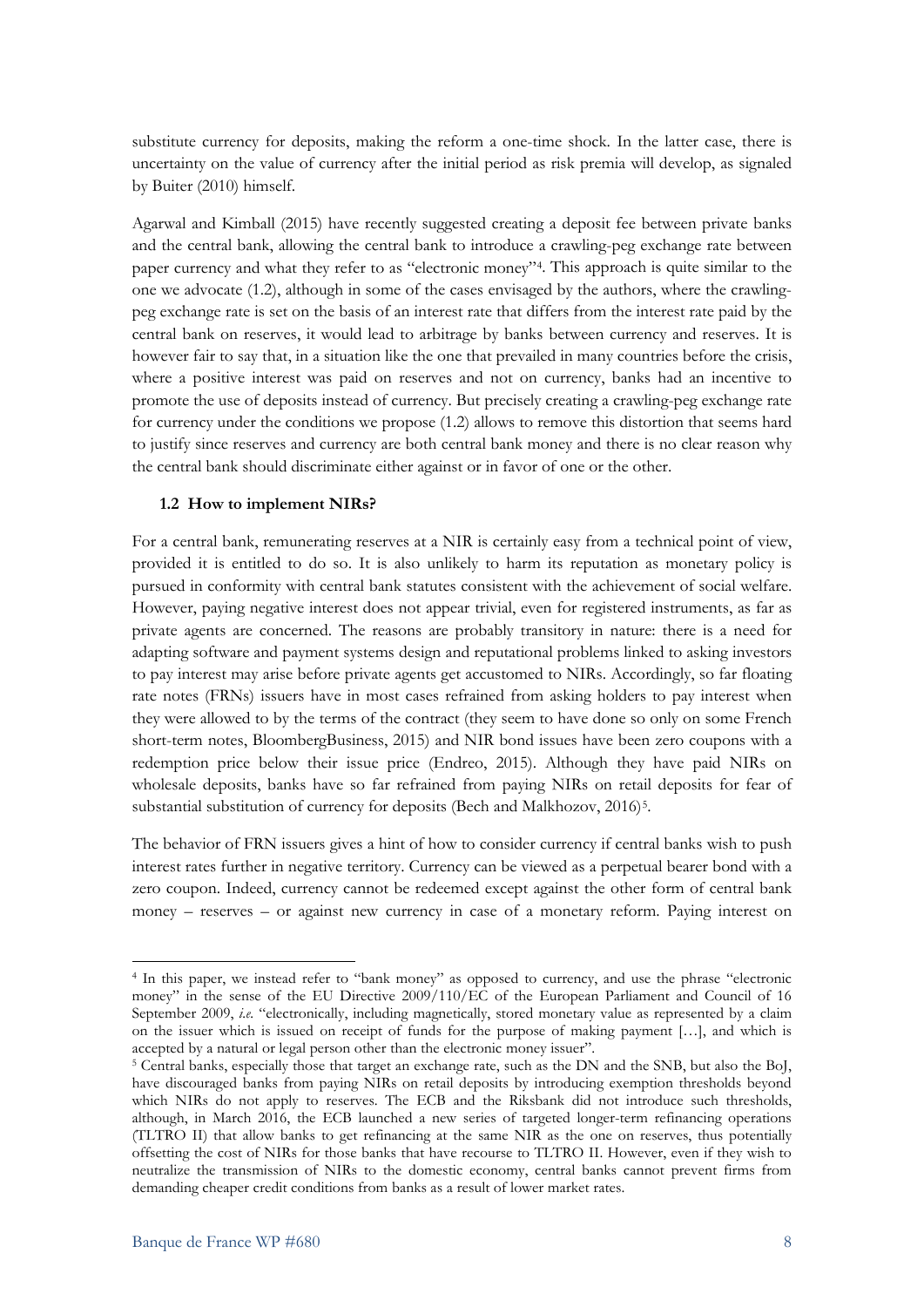substitute currency for deposits, making the reform a one-time shock. In the latter case, there is uncertainty on the value of currency after the initial period as risk premia will develop, as signaled by Buiter (2010) himself.

Agarwal and Kimball (2015) have recently suggested creating a deposit fee between private banks and the central bank, allowing the central bank to introduce a crawling-peg exchange rate between paper currency and what they refer to as "electronic money"[4]. This approach is quite similar to the one we advocate (1.2), although in some of the cases envisaged by the authors, where the crawling-peg exchange rate is set on the basis of an interest rate that differs from the interest rate paid by the central bank on reserves, it would lead to arbitrage by banks between currency and reserves. It is however fair to say that, in a situation like the one that prevailed in many countries before the crisis, where a positive interest was paid on reserves and not on currency, banks had an incentive to promote the use of deposits instead of currency. But precisely creating a crawling-peg exchange rate for currency under the conditions we propose (1.2) allows to remove this distortion that seems hard to justify since reserves and currency are both central bank money and there is no clear reason why the central bank should discriminate either against or in favor of one or the other.

### 1.2 How to implement NIRs?

For a central bank, remunerating reserves at a NIR is certainly easy from a technical point of view, provided it is entitled to do so. It is also unlikely to harm its reputation as monetary policy is pursued in conformity with central bank statutes consistent with the achievement of social welfare. However, paying negative interest does not appear trivial, even for registered instruments, as far as private agents are concerned. The reasons are probably transitory in nature: there is a need for adapting software and payment systems design and reputational problems linked to asking investors to pay interest may arise before private agents get accustomed to NIRs. Accordingly, so far floating rate notes (FRNs) issuers have in most cases refrained from asking holders to pay interest when they were allowed to by the terms of the contract (they seem to have done so only on some French short-term notes, BloombergBusiness, 2015) and NIR bond issues have been zero coupons with a redemption price below their issue price (Endreo, 2015). Although they have paid NIRs on wholesale deposits, banks have so far refrained from paying NIRs on retail deposits for fear of substantial substitution of currency for deposits (Bech and Malkhozov, 2016)[5].

The behavior of FRN issuers gives a hint of how to consider currency if central banks wish to push interest rates further in negative territory. Currency can be viewed as a perpetual bearer bond with a zero coupon. Indeed, currency cannot be redeemed except against the other form of central bank money – reserves – or against new currency in case of a monetary reform. Paying interest on

---

[4] In this paper, we instead refer to "bank money" as opposed to currency, and use the phrase "electronic money" in the sense of the EU Directive 2009/110/EC of the European Parliament and Council of 16 September 2009, *i.e.* "electronically, including magnetically, stored monetary value as represented by a claim on the issuer which is issued on receipt of funds for the purpose of making payment […], and which is accepted by a natural or legal person other than the electronic money issuer".

[5] Central banks, especially those that target an exchange rate, such as the DN and the SNB, but also the BoJ, have discouraged banks from paying NIRs on retail deposits by introducing exemption thresholds beyond which NIRs do not apply to reserves. The ECB and the Riksbank did not introduce such thresholds, although, in March 2016, the ECB launched a new series of targeted longer-term refinancing operations (TLTRO II) that allow banks to get refinancing at the same NIR as the one on reserves, thus potentially offsetting the cost of NIRs for those banks that have recourse to TLTRO II. However, even if they wish to neutralize the transmission of NIRs to the domestic economy, central banks cannot prevent firms from demanding cheaper credit conditions from banks as a result of lower market rates.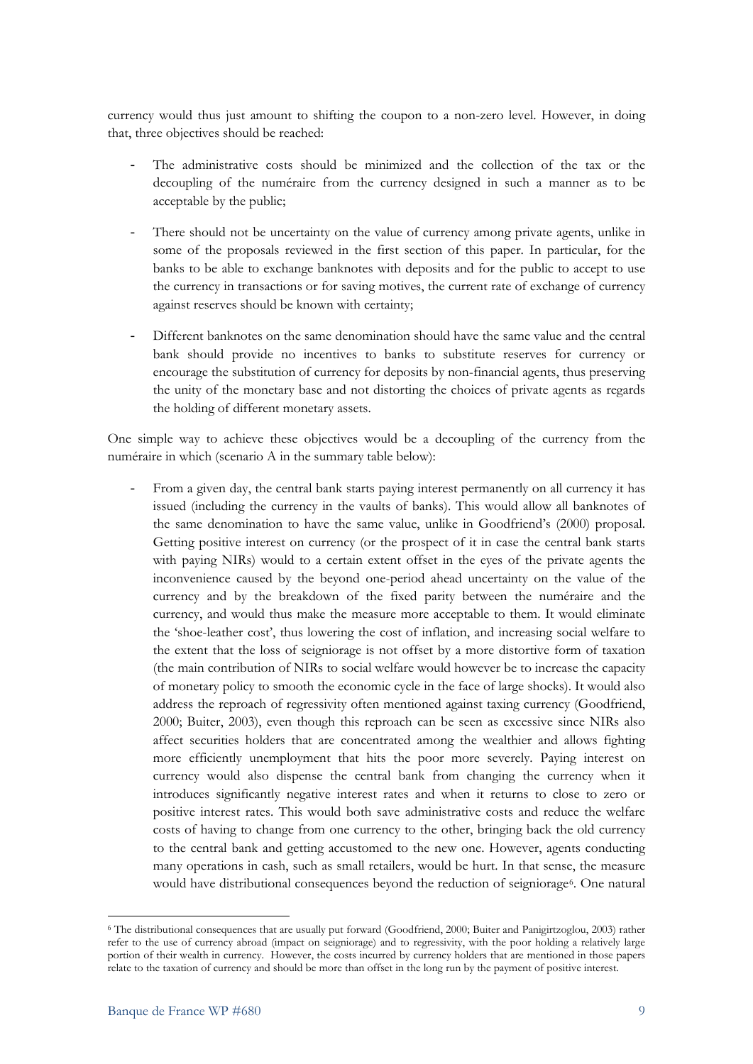currency would thus just amount to shifting the coupon to a non-zero level. However, in doing that, three objectives should be reached:

- The administrative costs should be minimized and the collection of the tax or the decoupling of the numéraire from the currency designed in such a manner as to be acceptable by the public;
- There should not be uncertainty on the value of currency among private agents, unlike in some of the proposals reviewed in the first section of this paper. In particular, for the banks to be able to exchange banknotes with deposits and for the public to accept to use the currency in transactions or for saving motives, the current rate of exchange of currency against reserves should be known with certainty;
- Different banknotes on the same denomination should have the same value and the central bank should provide no incentives to banks to substitute reserves for currency or encourage the substitution of currency for deposits by non-financial agents, thus preserving the unity of the monetary base and not distorting the choices of private agents as regards the holding of different monetary assets.

One simple way to achieve these objectives would be a decoupling of the currency from the numéraire in which (scenario A in the summary table below):

- From a given day, the central bank starts paying interest permanently on all currency it has issued (including the currency in the vaults of banks). This would allow all banknotes of the same denomination to have the same value, unlike in Goodfriend's (2000) proposal. Getting positive interest on currency (or the prospect of it in case the central bank starts with paying NIRs) would to a certain extent offset in the eyes of the private agents the inconvenience caused by the beyond one-period ahead uncertainty on the value of the currency and by the breakdown of the fixed parity between the numéraire and the currency, and would thus make the measure more acceptable to them. It would eliminate the 'shoe-leather cost', thus lowering the cost of inflation, and increasing social welfare to the extent that the loss of seigniorage is not offset by a more distortive form of taxation (the main contribution of NIRs to social welfare would however be to increase the capacity of monetary policy to smooth the economic cycle in the face of large shocks). It would also address the reproach of regressivity often mentioned against taxing currency (Goodfriend, 2000; Buiter, 2003), even though this reproach can be seen as excessive since NIRs also affect securities holders that are concentrated among the wealthier and allows fighting more efficiently unemployment that hits the poor more severely. Paying interest on currency would also dispense the central bank from changing the currency when it introduces significantly negative interest rates and when it returns to close to zero or positive interest rates. This would both save administrative costs and reduce the welfare costs of having to change from one currency to the other, bringing back the old currency to the central bank and getting accustomed to the new one. However, agents conducting many operations in cash, such as small retailers, would be hurt. In that sense, the measure would have distributional consequences beyond the reduction of seigniorage[6]. One natural

[6] The distributional consequences that are usually put forward (Goodfriend, 2000; Buiter and Panigirtzoglou, 2003) rather refer to the use of currency abroad (impact on seigniorage) and to regressivity, with the poor holding a relatively large portion of their wealth in currency. However, the costs incurred by currency holders that are mentioned in those papers relate to the taxation of currency and should be more than offset in the long run by the payment of positive interest.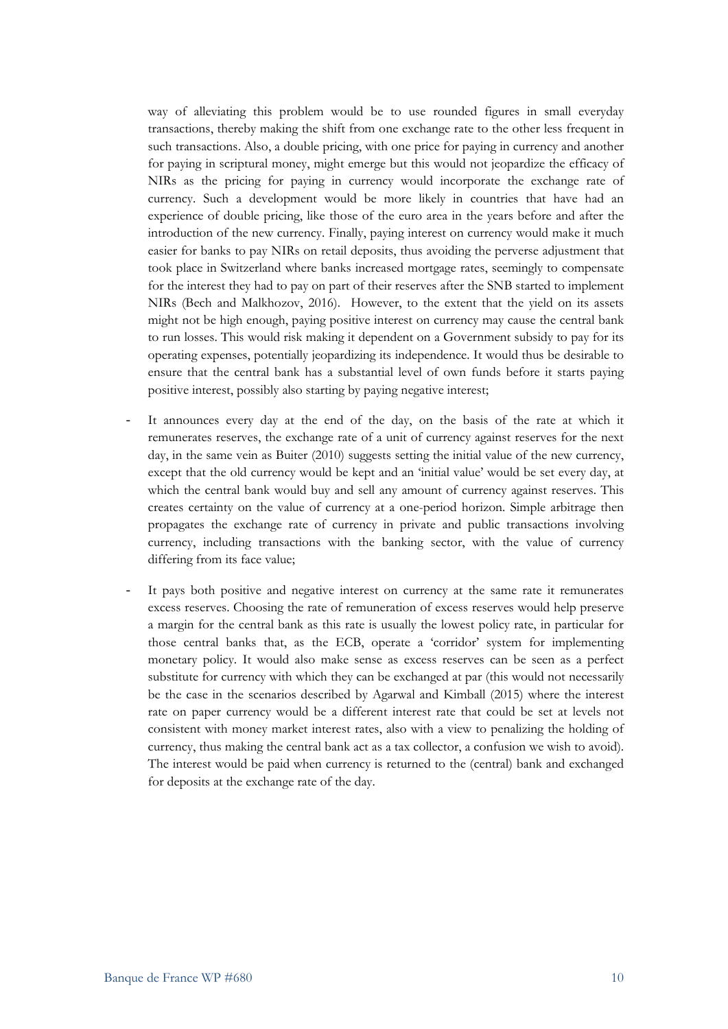way of alleviating this problem would be to use rounded figures in small everyday transactions, thereby making the shift from one exchange rate to the other less frequent in such transactions. Also, a double pricing, with one price for paying in currency and another for paying in scriptural money, might emerge but this would not jeopardize the efficacy of NIRs as the pricing for paying in currency would incorporate the exchange rate of currency. Such a development would be more likely in countries that have had an experience of double pricing, like those of the euro area in the years before and after the introduction of the new currency. Finally, paying interest on currency would make it much easier for banks to pay NIRs on retail deposits, thus avoiding the perverse adjustment that took place in Switzerland where banks increased mortgage rates, seemingly to compensate for the interest they had to pay on part of their reserves after the SNB started to implement NIRs (Bech and Malkhozov, 2016). However, to the extent that the yield on its assets might not be high enough, paying positive interest on currency may cause the central bank to run losses. This would risk making it dependent on a Government subsidy to pay for its operating expenses, potentially jeopardizing its independence. It would thus be desirable to ensure that the central bank has a substantial level of own funds before it starts paying positive interest, possibly also starting by paying negative interest;

- It announces every day at the end of the day, on the basis of the rate at which it remunerates reserves, the exchange rate of a unit of currency against reserves for the next day, in the same vein as Buiter (2010) suggests setting the initial value of the new currency, except that the old currency would be kept and an 'initial value' would be set every day, at which the central bank would buy and sell any amount of currency against reserves. This creates certainty on the value of currency at a one-period horizon. Simple arbitrage then propagates the exchange rate of currency in private and public transactions involving currency, including transactions with the banking sector, with the value of currency differing from its face value;

- It pays both positive and negative interest on currency at the same rate it remunerates excess reserves. Choosing the rate of remuneration of excess reserves would help preserve a margin for the central bank as this rate is usually the lowest policy rate, in particular for those central banks that, as the ECB, operate a 'corridor' system for implementing monetary policy. It would also make sense as excess reserves can be seen as a perfect substitute for currency with which they can be exchanged at par (this would not necessarily be the case in the scenarios described by Agarwal and Kimball (2015) where the interest rate on paper currency would be a different interest rate that could be set at levels not consistent with money market interest rates, also with a view to penalizing the holding of currency, thus making the central bank act as a tax collector, a confusion we wish to avoid). The interest would be paid when currency is returned to the (central) bank and exchanged for deposits at the exchange rate of the day.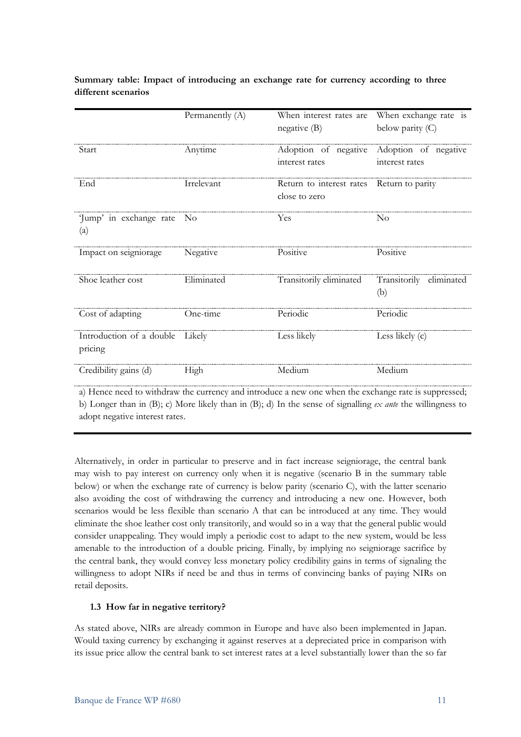**Summary table: Impact of introducing an exchange rate for currency according to three different scenarios**

| | Permanently (A) | When interest rates are negative (B) | When exchange rate is below parity (C) |
|---|---|---|---|
| Start | Anytime | Adoption of negative interest rates | Adoption of negative interest rates |
| End | Irrelevant | Return to interest rates close to zero | Return to parity |
| 'Jump' in exchange rate (a) | No | Yes | No |
| Impact on seigniorage | Negative | Positive | Positive |
| Shoe leather cost | Eliminated | Transitorily eliminated | Transitorily eliminated (b) |
| Cost of adapting | One-time | Periodic | Periodic |
| Introduction of a double pricing | Likely | Less likely | Less likely (c) |
| Credibility gains (d) | High | Medium | Medium |

a) Hence need to withdraw the currency and introduce a new one when the exchange rate is suppressed; b) Longer than in (B); c) More likely than in (B); d) In the sense of signalling *ex ante* the willingness to adopt negative interest rates.

Alternatively, in order in particular to preserve and in fact increase seigniorage, the central bank may wish to pay interest on currency only when it is negative (scenario B in the summary table below) or when the exchange rate of currency is below parity (scenario C), with the latter scenario also avoiding the cost of withdrawing the currency and introducing a new one. However, both scenarios would be less flexible than scenario A that can be introduced at any time. They would eliminate the shoe leather cost only transitorily, and would so in a way that the general public would consider unappealing. They would imply a periodic cost to adapt to the new system, would be less amenable to the introduction of a double pricing. Finally, by implying no seigniorage sacrifice by the central bank, they would convey less monetary policy credibility gains in terms of signaling the willingness to adopt NIRs if need be and thus in terms of convincing banks of paying NIRs on retail deposits.

### 1.3 How far in negative territory?

As stated above, NIRs are already common in Europe and have also been implemented in Japan. Would taxing currency by exchanging it against reserves at a depreciated price in comparison with its issue price allow the central bank to set interest rates at a level substantially lower than the so far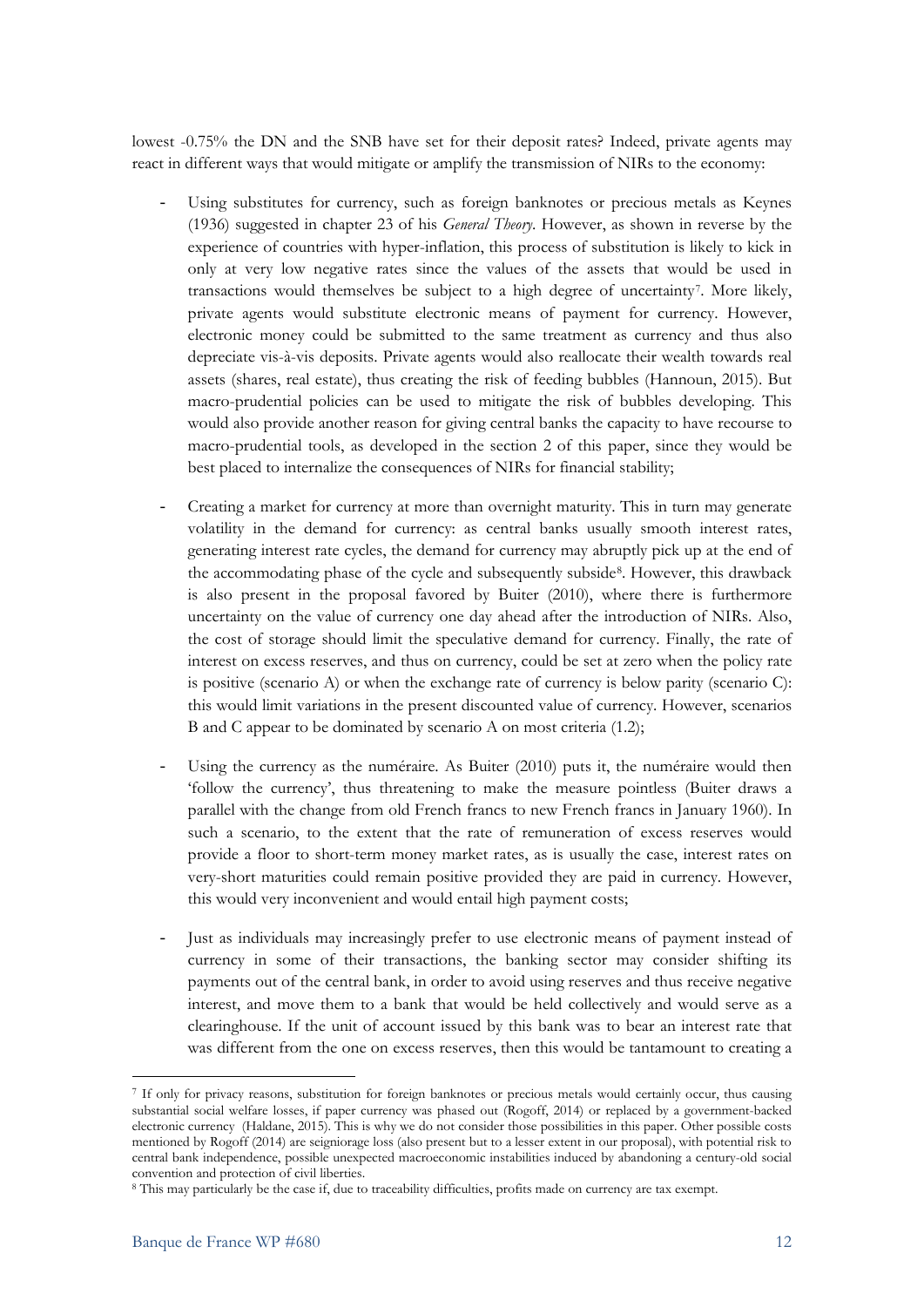lowest -0.75% the DN and the SNB have set for their deposit rates? Indeed, private agents may react in different ways that would mitigate or amplify the transmission of NIRs to the economy:

- Using substitutes for currency, such as foreign banknotes or precious metals as Keynes (1936) suggested in chapter 23 of his *General Theory*. However, as shown in reverse by the experience of countries with hyper-inflation, this process of substitution is likely to kick in only at very low negative rates since the values of the assets that would be used in transactions would themselves be subject to a high degree of uncertainty[7]. More likely, private agents would substitute electronic means of payment for currency. However, electronic money could be submitted to the same treatment as currency and thus also depreciate vis-à-vis deposits. Private agents would also reallocate their wealth towards real assets (shares, real estate), thus creating the risk of feeding bubbles (Hannoun, 2015). But macro-prudential policies can be used to mitigate the risk of bubbles developing. This would also provide another reason for giving central banks the capacity to have recourse to macro-prudential tools, as developed in the section 2 of this paper, since they would be best placed to internalize the consequences of NIRs for financial stability;

- Creating a market for currency at more than overnight maturity. This in turn may generate volatility in the demand for currency: as central banks usually smooth interest rates, generating interest rate cycles, the demand for currency may abruptly pick up at the end of the accommodating phase of the cycle and subsequently subside[8]. However, this drawback is also present in the proposal favored by Buiter (2010), where there is furthermore uncertainty on the value of currency one day ahead after the introduction of NIRs. Also, the cost of storage should limit the speculative demand for currency. Finally, the rate of interest on excess reserves, and thus on currency, could be set at zero when the policy rate is positive (scenario A) or when the exchange rate of currency is below parity (scenario C): this would limit variations in the present discounted value of currency. However, scenarios B and C appear to be dominated by scenario A on most criteria (1.2);

- Using the currency as the numéraire. As Buiter (2010) puts it, the numéraire would then 'follow the currency', thus threatening to make the measure pointless (Buiter draws a parallel with the change from old French francs to new French francs in January 1960). In such a scenario, to the extent that the rate of remuneration of excess reserves would provide a floor to short-term money market rates, as is usually the case, interest rates on very-short maturities could remain positive provided they are paid in currency. However, this would very inconvenient and would entail high payment costs;

- Just as individuals may increasingly prefer to use electronic means of payment instead of currency in some of their transactions, the banking sector may consider shifting its payments out of the central bank, in order to avoid using reserves and thus receive negative interest, and move them to a bank that would be held collectively and would serve as a clearinghouse. If the unit of account issued by this bank was to bear an interest rate that was different from the one on excess reserves, then this would be tantamount to creating a

---

[7] If only for privacy reasons, substitution for foreign banknotes or precious metals would certainly occur, thus causing substantial social welfare losses, if paper currency was phased out (Rogoff, 2014) or replaced by a government-backed electronic currency (Haldane, 2015). This is why we do not consider those possibilities in this paper. Other possible costs mentioned by Rogoff (2014) are seigniorage loss (also present but to a lesser extent in our proposal), with potential risk to central bank independence, possible unexpected macroeconomic instabilities induced by abandoning a century-old social convention and protection of civil liberties.

[8] This may particularly be the case if, due to traceability difficulties, profits made on currency are tax exempt.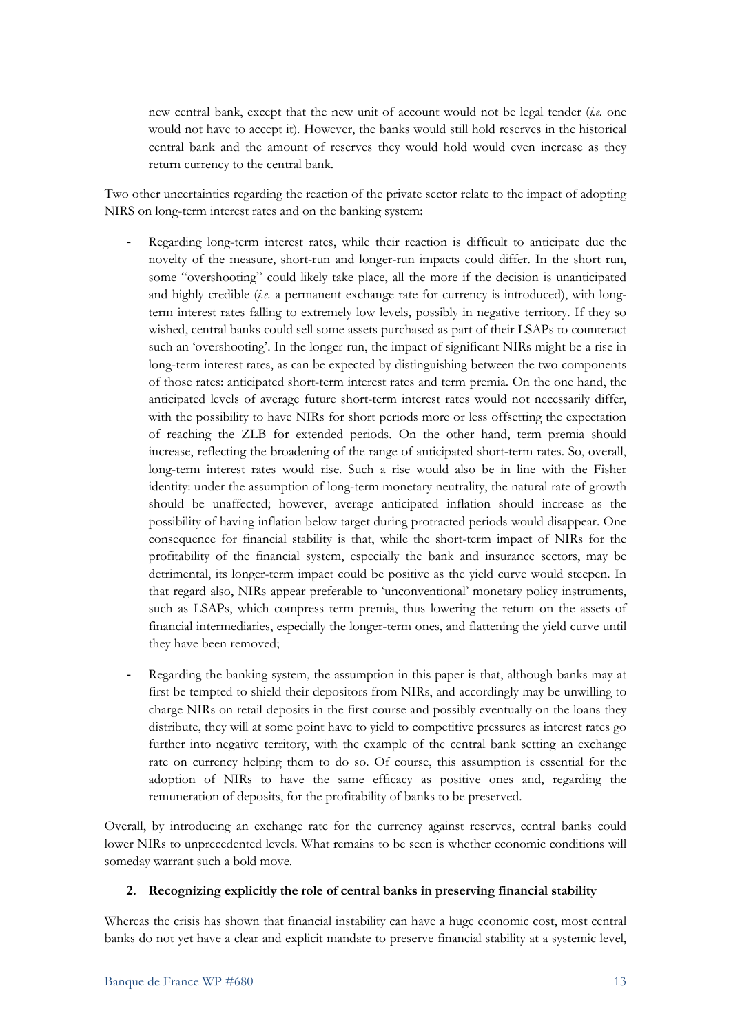new central bank, except that the new unit of account would not be legal tender (*i.e.* one would not have to accept it). However, the banks would still hold reserves in the historical central bank and the amount of reserves they would hold would even increase as they return currency to the central bank.

Two other uncertainties regarding the reaction of the private sector relate to the impact of adopting NIRS on long-term interest rates and on the banking system:

- Regarding long-term interest rates, while their reaction is difficult to anticipate due the novelty of the measure, short-run and longer-run impacts could differ. In the short run, some "overshooting" could likely take place, all the more if the decision is unanticipated and highly credible (*i.e.* a permanent exchange rate for currency is introduced), with long-term interest rates falling to extremely low levels, possibly in negative territory. If they so wished, central banks could sell some assets purchased as part of their LSAPs to counteract such an 'overshooting'. In the longer run, the impact of significant NIRs might be a rise in long-term interest rates, as can be expected by distinguishing between the two components of those rates: anticipated short-term interest rates and term premia. On the one hand, the anticipated levels of average future short-term interest rates would not necessarily differ, with the possibility to have NIRs for short periods more or less offsetting the expectation of reaching the ZLB for extended periods. On the other hand, term premia should increase, reflecting the broadening of the range of anticipated short-term rates. So, overall, long-term interest rates would rise. Such a rise would also be in line with the Fisher identity: under the assumption of long-term monetary neutrality, the natural rate of growth should be unaffected; however, average anticipated inflation should increase as the possibility of having inflation below target during protracted periods would disappear. One consequence for financial stability is that, while the short-term impact of NIRs for the profitability of the financial system, especially the bank and insurance sectors, may be detrimental, its longer-term impact could be positive as the yield curve would steepen. In that regard also, NIRs appear preferable to 'unconventional' monetary policy instruments, such as LSAPs, which compress term premia, thus lowering the return on the assets of financial intermediaries, especially the longer-term ones, and flattening the yield curve until they have been removed;

- Regarding the banking system, the assumption in this paper is that, although banks may at first be tempted to shield their depositors from NIRs, and accordingly may be unwilling to charge NIRs on retail deposits in the first course and possibly eventually on the loans they distribute, they will at some point have to yield to competitive pressures as interest rates go further into negative territory, with the example of the central bank setting an exchange rate on currency helping them to do so. Of course, this assumption is essential for the adoption of NIRs to have the same efficacy as positive ones and, regarding the remuneration of deposits, for the profitability of banks to be preserved.

Overall, by introducing an exchange rate for the currency against reserves, central banks could lower NIRs to unprecedented levels. What remains to be seen is whether economic conditions will someday warrant such a bold move.

## 2. Recognizing explicitly the role of central banks in preserving financial stability

Whereas the crisis has shown that financial instability can have a huge economic cost, most central banks do not yet have a clear and explicit mandate to preserve financial stability at a systemic level,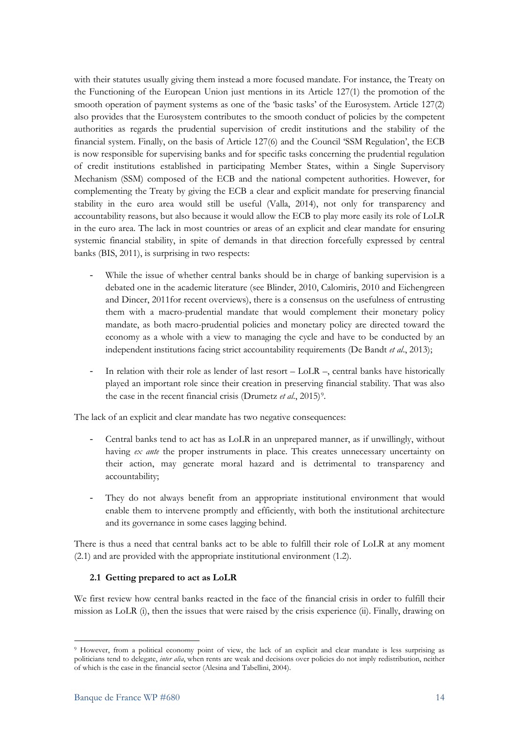with their statutes usually giving them instead a more focused mandate. For instance, the Treaty on the Functioning of the European Union just mentions in its Article 127(1) the promotion of the smooth operation of payment systems as one of the 'basic tasks' of the Eurosystem. Article 127(2) also provides that the Eurosystem contributes to the smooth conduct of policies by the competent authorities as regards the prudential supervision of credit institutions and the stability of the financial system. Finally, on the basis of Article 127(6) and the Council 'SSM Regulation', the ECB is now responsible for supervising banks and for specific tasks concerning the prudential regulation of credit institutions established in participating Member States, within a Single Supervisory Mechanism (SSM) composed of the ECB and the national competent authorities. However, for complementing the Treaty by giving the ECB a clear and explicit mandate for preserving financial stability in the euro area would still be useful (Valla, 2014), not only for transparency and accountability reasons, but also because it would allow the ECB to play more easily its role of LoLR in the euro area. The lack in most countries or areas of an explicit and clear mandate for ensuring systemic financial stability, in spite of demands in that direction forcefully expressed by central banks (BIS, 2011), is surprising in two respects:

- While the issue of whether central banks should be in charge of banking supervision is a debated one in the academic literature (see Blinder, 2010, Calomiris, 2010 and Eichengreen and Dincer, 2011for recent overviews), there is a consensus on the usefulness of entrusting them with a macro-prudential mandate that would complement their monetary policy mandate, as both macro-prudential policies and monetary policy are directed toward the economy as a whole with a view to managing the cycle and have to be conducted by an independent institutions facing strict accountability requirements (De Bandt *et al*., 2013);
- In relation with their role as lender of last resort – LoLR –, central banks have historically played an important role since their creation in preserving financial stability. That was also the case in the recent financial crisis (Drumetz *et al*., 2015)[9].

The lack of an explicit and clear mandate has two negative consequences:

- Central banks tend to act has as LoLR in an unprepared manner, as if unwillingly, without having *ex ante* the proper instruments in place. This creates unnecessary uncertainty on their action, may generate moral hazard and is detrimental to transparency and accountability;
- They do not always benefit from an appropriate institutional environment that would enable them to intervene promptly and efficiently, with both the institutional architecture and its governance in some cases lagging behind.

There is thus a need that central banks act to be able to fulfill their role of LoLR at any moment (2.1) and are provided with the appropriate institutional environment (1.2).

### 2.1 Getting prepared to act as LoLR

We first review how central banks reacted in the face of the financial crisis in order to fulfill their mission as LoLR (i), then the issues that were raised by the crisis experience (ii). Finally, drawing on

[9] However, from a political economy point of view, the lack of an explicit and clear mandate is less surprising as politicians tend to delegate, *inter alia*, when rents are weak and decisions over policies do not imply redistribution, neither of which is the case in the financial sector (Alesina and Tabellini, 2004).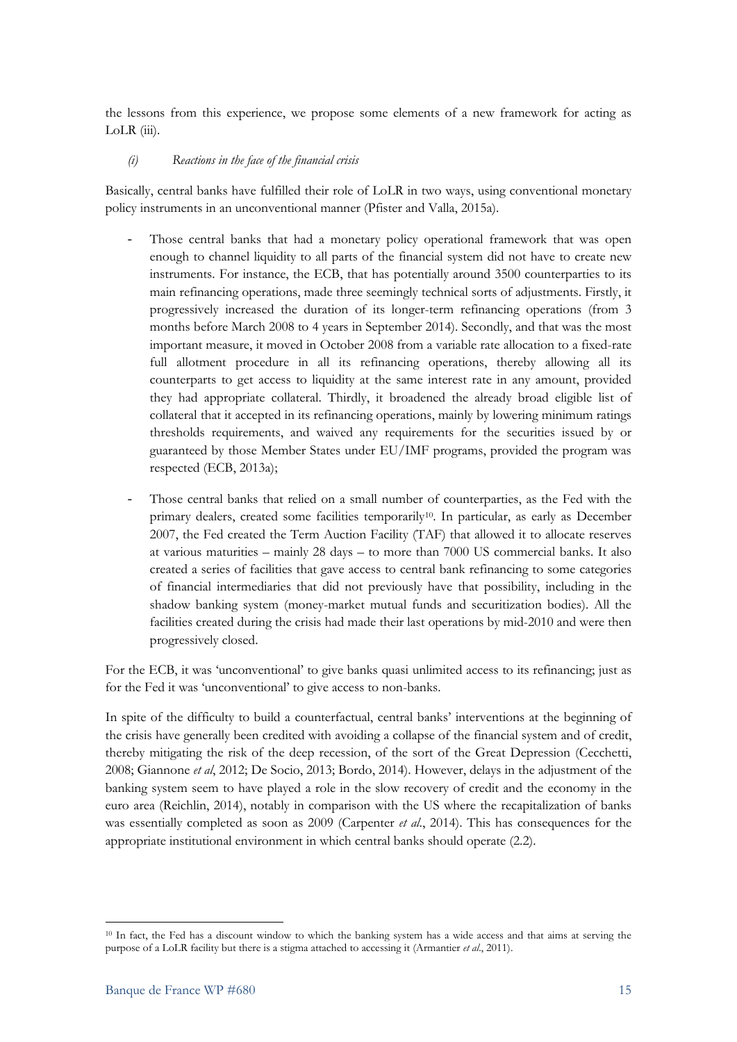the lessons from this experience, we propose some elements of a new framework for acting as LoLR (iii).

*(i) Reactions in the face of the financial crisis*

Basically, central banks have fulfilled their role of LoLR in two ways, using conventional monetary policy instruments in an unconventional manner (Pfister and Valla, 2015a).

- Those central banks that had a monetary policy operational framework that was open enough to channel liquidity to all parts of the financial system did not have to create new instruments. For instance, the ECB, that has potentially around 3500 counterparties to its main refinancing operations, made three seemingly technical sorts of adjustments. Firstly, it progressively increased the duration of its longer-term refinancing operations (from 3 months before March 2008 to 4 years in September 2014). Secondly, and that was the most important measure, it moved in October 2008 from a variable rate allocation to a fixed-rate full allotment procedure in all its refinancing operations, thereby allowing all its counterparts to get access to liquidity at the same interest rate in any amount, provided they had appropriate collateral. Thirdly, it broadened the already broad eligible list of collateral that it accepted in its refinancing operations, mainly by lowering minimum ratings thresholds requirements, and waived any requirements for the securities issued by or guaranteed by those Member States under EU/IMF programs, provided the program was respected (ECB, 2013a);
- Those central banks that relied on a small number of counterparties, as the Fed with the primary dealers, created some facilities temporarily[10]. In particular, as early as December 2007, the Fed created the Term Auction Facility (TAF) that allowed it to allocate reserves at various maturities – mainly 28 days – to more than 7000 US commercial banks. It also created a series of facilities that gave access to central bank refinancing to some categories of financial intermediaries that did not previously have that possibility, including in the shadow banking system (money-market mutual funds and securitization bodies). All the facilities created during the crisis had made their last operations by mid-2010 and were then progressively closed.

For the ECB, it was 'unconventional' to give banks quasi unlimited access to its refinancing; just as for the Fed it was 'unconventional' to give access to non-banks.

In spite of the difficulty to build a counterfactual, central banks' interventions at the beginning of the crisis have generally been credited with avoiding a collapse of the financial system and of credit, thereby mitigating the risk of the deep recession, of the sort of the Great Depression (Cecchetti, 2008; Giannone *et al*, 2012; De Socio, 2013; Bordo, 2014). However, delays in the adjustment of the banking system seem to have played a role in the slow recovery of credit and the economy in the euro area (Reichlin, 2014), notably in comparison with the US where the recapitalization of banks was essentially completed as soon as 2009 (Carpenter *et al.*, 2014). This has consequences for the appropriate institutional environment in which central banks should operate (2.2).

[10] In fact, the Fed has a discount window to which the banking system has a wide access and that aims at serving the purpose of a LoLR facility but there is a stigma attached to accessing it (Armantier *et al.*, 2011).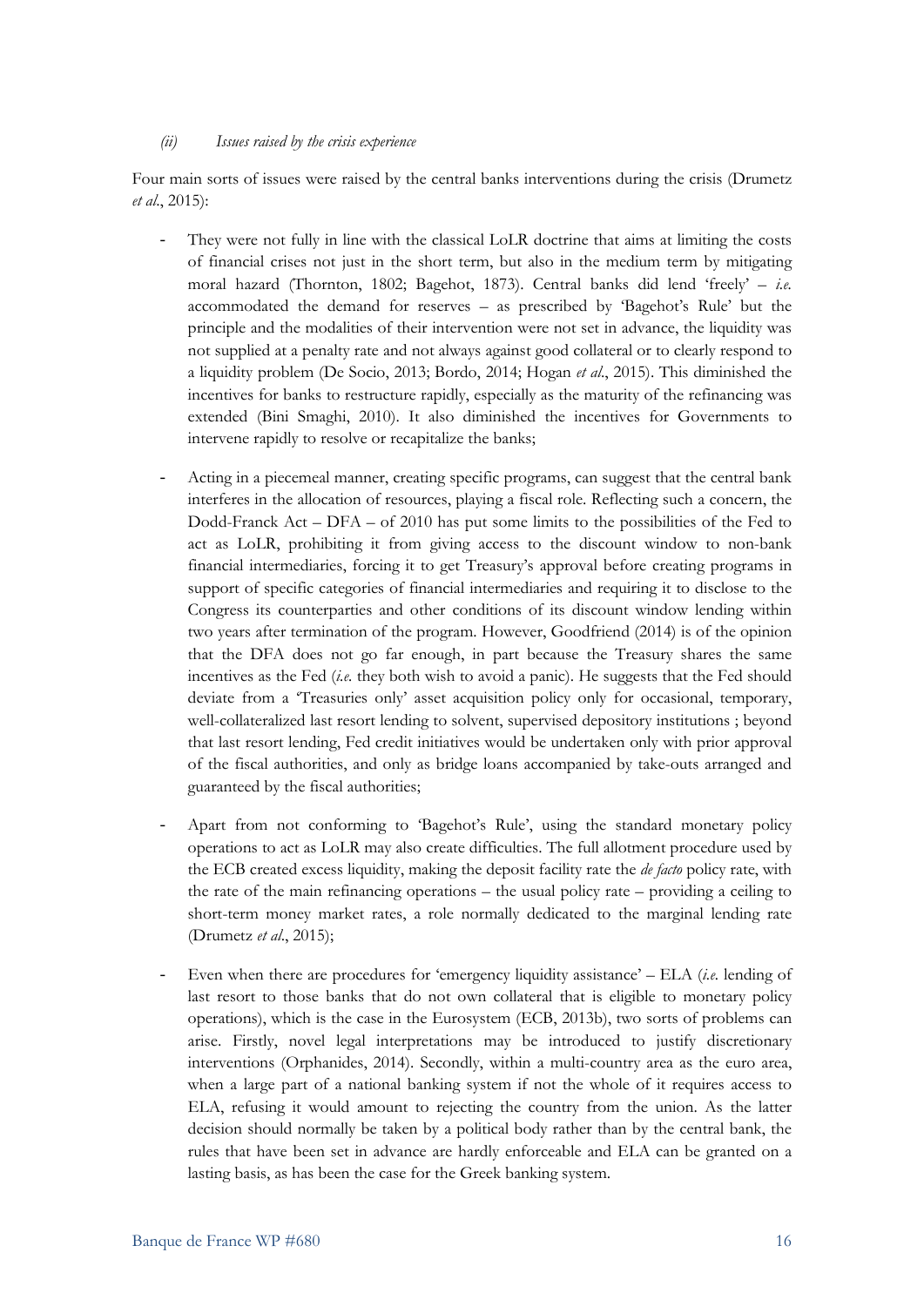#### *(ii) Issues raised by the crisis experience*

Four main sorts of issues were raised by the central banks interventions during the crisis (Drumetz *et al*., 2015):

- They were not fully in line with the classical LoLR doctrine that aims at limiting the costs of financial crises not just in the short term, but also in the medium term by mitigating moral hazard (Thornton, 1802; Bagehot, 1873). Central banks did lend 'freely' – *i.e.* accommodated the demand for reserves – as prescribed by 'Bagehot's Rule' but the principle and the modalities of their intervention were not set in advance, the liquidity was not supplied at a penalty rate and not always against good collateral or to clearly respond to a liquidity problem (De Socio, 2013; Bordo, 2014; Hogan *et al*., 2015). This diminished the incentives for banks to restructure rapidly, especially as the maturity of the refinancing was extended (Bini Smaghi, 2010). It also diminished the incentives for Governments to intervene rapidly to resolve or recapitalize the banks;

- Acting in a piecemeal manner, creating specific programs, can suggest that the central bank interferes in the allocation of resources, playing a fiscal role. Reflecting such a concern, the Dodd-Franck Act – DFA – of 2010 has put some limits to the possibilities of the Fed to act as LoLR, prohibiting it from giving access to the discount window to non-bank financial intermediaries, forcing it to get Treasury's approval before creating programs in support of specific categories of financial intermediaries and requiring it to disclose to the Congress its counterparties and other conditions of its discount window lending within two years after termination of the program. However, Goodfriend (2014) is of the opinion that the DFA does not go far enough, in part because the Treasury shares the same incentives as the Fed (*i.e.* they both wish to avoid a panic). He suggests that the Fed should deviate from a 'Treasuries only' asset acquisition policy only for occasional, temporary, well-collateralized last resort lending to solvent, supervised depository institutions ; beyond that last resort lending, Fed credit initiatives would be undertaken only with prior approval of the fiscal authorities, and only as bridge loans accompanied by take-outs arranged and guaranteed by the fiscal authorities;

- Apart from not conforming to 'Bagehot's Rule', using the standard monetary policy operations to act as LoLR may also create difficulties. The full allotment procedure used by the ECB created excess liquidity, making the deposit facility rate the *de facto* policy rate, with the rate of the main refinancing operations – the usual policy rate – providing a ceiling to short-term money market rates, a role normally dedicated to the marginal lending rate (Drumetz *et al*., 2015);

- Even when there are procedures for 'emergency liquidity assistance' – ELA (*i.e.* lending of last resort to those banks that do not own collateral that is eligible to monetary policy operations), which is the case in the Eurosystem (ECB, 2013b), two sorts of problems can arise. Firstly, novel legal interpretations may be introduced to justify discretionary interventions (Orphanides, 2014). Secondly, within a multi-country area as the euro area, when a large part of a national banking system if not the whole of it requires access to ELA, refusing it would amount to rejecting the country from the union. As the latter decision should normally be taken by a political body rather than by the central bank, the rules that have been set in advance are hardly enforceable and ELA can be granted on a lasting basis, as has been the case for the Greek banking system.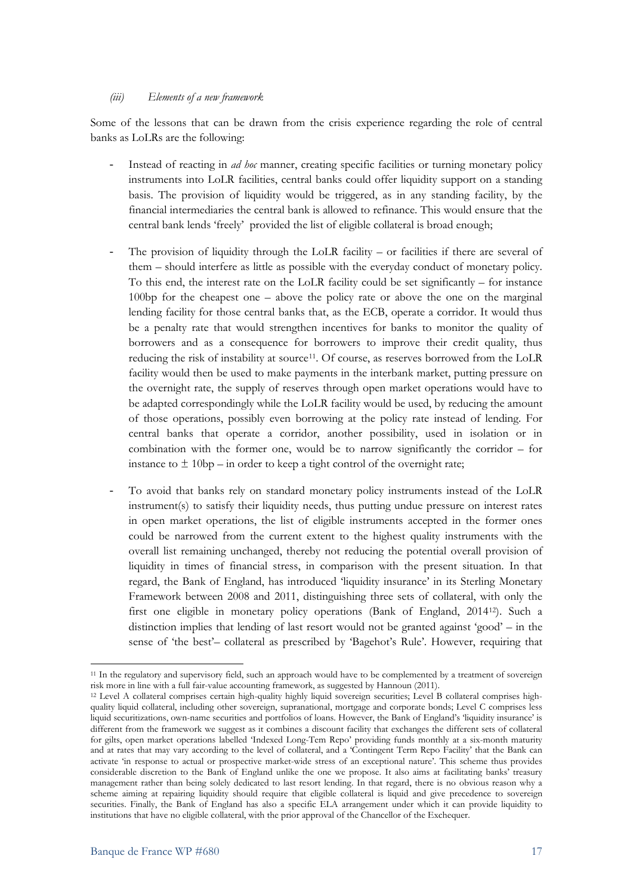### *(iii) Elements of a new framework*

Some of the lessons that can be drawn from the crisis experience regarding the role of central banks as LoLRs are the following:

- Instead of reacting in *ad hoc* manner, creating specific facilities or turning monetary policy instruments into LoLR facilities, central banks could offer liquidity support on a standing basis. The provision of liquidity would be triggered, as in any standing facility, by the financial intermediaries the central bank is allowed to refinance. This would ensure that the central bank lends 'freely' provided the list of eligible collateral is broad enough;

- The provision of liquidity through the LoLR facility – or facilities if there are several of them – should interfere as little as possible with the everyday conduct of monetary policy. To this end, the interest rate on the LoLR facility could be set significantly – for instance 100bp for the cheapest one – above the policy rate or above the one on the marginal lending facility for those central banks that, as the ECB, operate a corridor. It would thus be a penalty rate that would strengthen incentives for banks to monitor the quality of borrowers and as a consequence for borrowers to improve their credit quality, thus reducing the risk of instability at source[11]. Of course, as reserves borrowed from the LoLR facility would then be used to make payments in the interbank market, putting pressure on the overnight rate, the supply of reserves through open market operations would have to be adapted correspondingly while the LoLR facility would be used, by reducing the amount of those operations, possibly even borrowing at the policy rate instead of lending. For central banks that operate a corridor, another possibility, used in isolation or in combination with the former one, would be to narrow significantly the corridor – for instance to ± 10bp – in order to keep a tight control of the overnight rate;

- To avoid that banks rely on standard monetary policy instruments instead of the LoLR instrument(s) to satisfy their liquidity needs, thus putting undue pressure on interest rates in open market operations, the list of eligible instruments accepted in the former ones could be narrowed from the current extent to the highest quality instruments with the overall list remaining unchanged, thereby not reducing the potential overall provision of liquidity in times of financial stress, in comparison with the present situation. In that regard, the Bank of England, has introduced 'liquidity insurance' in its Sterling Monetary Framework between 2008 and 2011, distinguishing three sets of collateral, with only the first one eligible in monetary policy operations (Bank of England, 2014[12]). Such a distinction implies that lending of last resort would not be granted against 'good' – in the sense of 'the best'– collateral as prescribed by 'Bagehot's Rule'. However, requiring that

---

[11] In the regulatory and supervisory field, such an approach would have to be complemented by a treatment of sovereign risk more in line with a full fair-value accounting framework, as suggested by Hannoun (2011).

[12] Level A collateral comprises certain high-quality highly liquid sovereign securities; Level B collateral comprises high-quality liquid collateral, including other sovereign, supranational, mortgage and corporate bonds; Level C comprises less liquid securitizations, own-name securities and portfolios of loans. However, the Bank of England's 'liquidity insurance' is different from the framework we suggest as it combines a discount facility that exchanges the different sets of collateral for gilts, open market operations labelled 'Indexed Long-Tem Repo' providing funds monthly at a six-month maturity and at rates that may vary according to the level of collateral, and a 'Contingent Term Repo Facility' that the Bank can activate 'in response to actual or prospective market-wide stress of an exceptional nature'. This scheme thus provides considerable discretion to the Bank of England unlike the one we propose. It also aims at facilitating banks' treasury management rather than being solely dedicated to last resort lending. In that regard, there is no obvious reason why a scheme aiming at repairing liquidity should require that eligible collateral is liquid and give precedence to sovereign securities. Finally, the Bank of England has also a specific ELA arrangement under which it can provide liquidity to institutions that have no eligible collateral, with the prior approval of the Chancellor of the Exchequer.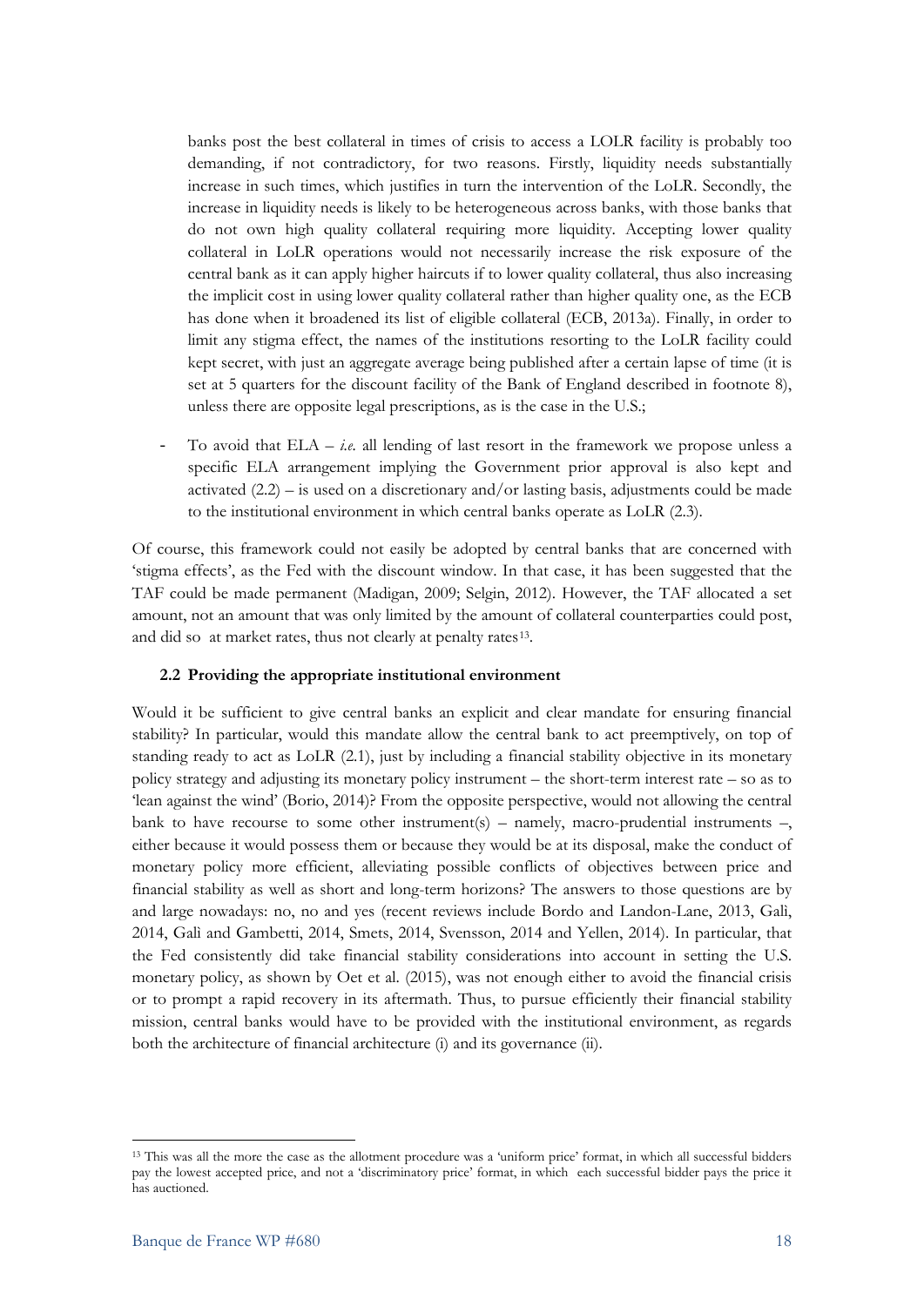banks post the best collateral in times of crisis to access a LOLR facility is probably too demanding, if not contradictory, for two reasons. Firstly, liquidity needs substantially increase in such times, which justifies in turn the intervention of the LoLR. Secondly, the increase in liquidity needs is likely to be heterogeneous across banks, with those banks that do not own high quality collateral requiring more liquidity. Accepting lower quality collateral in LoLR operations would not necessarily increase the risk exposure of the central bank as it can apply higher haircuts if to lower quality collateral, thus also increasing the implicit cost in using lower quality collateral rather than higher quality one, as the ECB has done when it broadened its list of eligible collateral (ECB, 2013a). Finally, in order to limit any stigma effect, the names of the institutions resorting to the LoLR facility could kept secret, with just an aggregate average being published after a certain lapse of time (it is set at 5 quarters for the discount facility of the Bank of England described in footnote 8), unless there are opposite legal prescriptions, as is the case in the U.S.;

- To avoid that ELA – *i.e.* all lending of last resort in the framework we propose unless a specific ELA arrangement implying the Government prior approval is also kept and activated (2.2) – is used on a discretionary and/or lasting basis, adjustments could be made to the institutional environment in which central banks operate as LoLR (2.3).

Of course, this framework could not easily be adopted by central banks that are concerned with 'stigma effects', as the Fed with the discount window. In that case, it has been suggested that the TAF could be made permanent (Madigan, 2009; Selgin, 2012). However, the TAF allocated a set amount, not an amount that was only limited by the amount of collateral counterparties could post, and did so at market rates, thus not clearly at penalty rates[13].

### 2.2 Providing the appropriate institutional environment

Would it be sufficient to give central banks an explicit and clear mandate for ensuring financial stability? In particular, would this mandate allow the central bank to act preemptively, on top of standing ready to act as LoLR (2.1), just by including a financial stability objective in its monetary policy strategy and adjusting its monetary policy instrument – the short-term interest rate – so as to 'lean against the wind' (Borio, 2014)? From the opposite perspective, would not allowing the central bank to have recourse to some other instrument(s) – namely, macro-prudential instruments –, either because it would possess them or because they would be at its disposal, make the conduct of monetary policy more efficient, alleviating possible conflicts of objectives between price and financial stability as well as short and long-term horizons? The answers to those questions are by and large nowadays: no, no and yes (recent reviews include Bordo and Landon-Lane, 2013, Galì, 2014, Galì and Gambetti, 2014, Smets, 2014, Svensson, 2014 and Yellen, 2014). In particular, that the Fed consistently did take financial stability considerations into account in setting the U.S. monetary policy, as shown by Oet et al. (2015), was not enough either to avoid the financial crisis or to prompt a rapid recovery in its aftermath. Thus, to pursue efficiently their financial stability mission, central banks would have to be provided with the institutional environment, as regards both the architecture of financial architecture (i) and its governance (ii).

---

[13] This was all the more the case as the allotment procedure was a 'uniform price' format, in which all successful bidders pay the lowest accepted price, and not a 'discriminatory price' format, in which each successful bidder pays the price it has auctioned.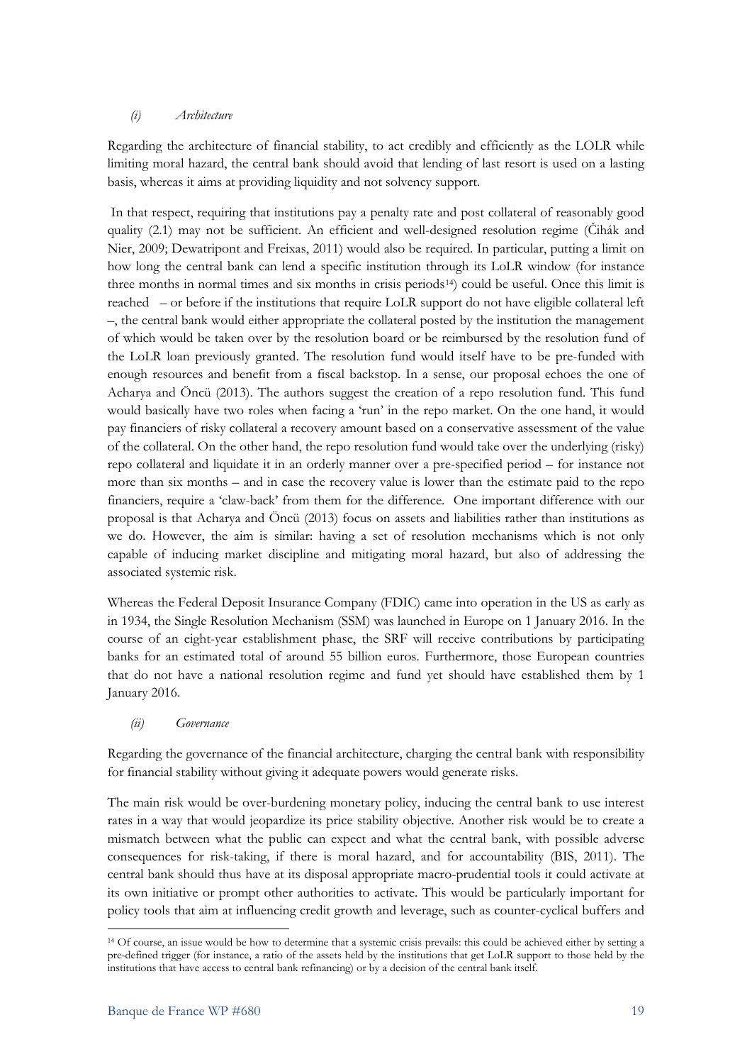*(i) Architecture*

Regarding the architecture of financial stability, to act credibly and efficiently as the LOLR while limiting moral hazard, the central bank should avoid that lending of last resort is used on a lasting basis, whereas it aims at providing liquidity and not solvency support.

In that respect, requiring that institutions pay a penalty rate and post collateral of reasonably good quality (2.1) may not be sufficient. An efficient and well-designed resolution regime (Čihák and Nier, 2009; Dewatripont and Freixas, 2011) would also be required. In particular, putting a limit on how long the central bank can lend a specific institution through its LoLR window (for instance three months in normal times and six months in crisis periods[14]) could be useful. Once this limit is reached – or before if the institutions that require LoLR support do not have eligible collateral left –, the central bank would either appropriate the collateral posted by the institution the management of which would be taken over by the resolution board or be reimbursed by the resolution fund of the LoLR loan previously granted. The resolution fund would itself have to be pre-funded with enough resources and benefit from a fiscal backstop. In a sense, our proposal echoes the one of Acharya and Öncü (2013). The authors suggest the creation of a repo resolution fund. This fund would basically have two roles when facing a 'run' in the repo market. On the one hand, it would pay financiers of risky collateral a recovery amount based on a conservative assessment of the value of the collateral. On the other hand, the repo resolution fund would take over the underlying (risky) repo collateral and liquidate it in an orderly manner over a pre-specified period – for instance not more than six months – and in case the recovery value is lower than the estimate paid to the repo financiers, require a 'claw-back' from them for the difference. One important difference with our proposal is that Acharya and Öncü (2013) focus on assets and liabilities rather than institutions as we do. However, the aim is similar: having a set of resolution mechanisms which is not only capable of inducing market discipline and mitigating moral hazard, but also of addressing the associated systemic risk.

Whereas the Federal Deposit Insurance Company (FDIC) came into operation in the US as early as in 1934, the Single Resolution Mechanism (SSM) was launched in Europe on 1 January 2016. In the course of an eight-year establishment phase, the SRF will receive contributions by participating banks for an estimated total of around 55 billion euros. Furthermore, those European countries that do not have a national resolution regime and fund yet should have established them by 1 January 2016.

*(ii) Governance*

Regarding the governance of the financial architecture, charging the central bank with responsibility for financial stability without giving it adequate powers would generate risks.

The main risk would be over-burdening monetary policy, inducing the central bank to use interest rates in a way that would jeopardize its price stability objective. Another risk would be to create a mismatch between what the public can expect and what the central bank, with possible adverse consequences for risk-taking, if there is moral hazard, and for accountability (BIS, 2011). The central bank should thus have at its disposal appropriate macro-prudential tools it could activate at its own initiative or prompt other authorities to activate. This would be particularly important for policy tools that aim at influencing credit growth and leverage, such as counter-cyclical buffers and

[14] Of course, an issue would be how to determine that a systemic crisis prevails: this could be achieved either by setting a pre-defined trigger (for instance, a ratio of the assets held by the institutions that get LoLR support to those held by the institutions that have access to central bank refinancing) or by a decision of the central bank itself.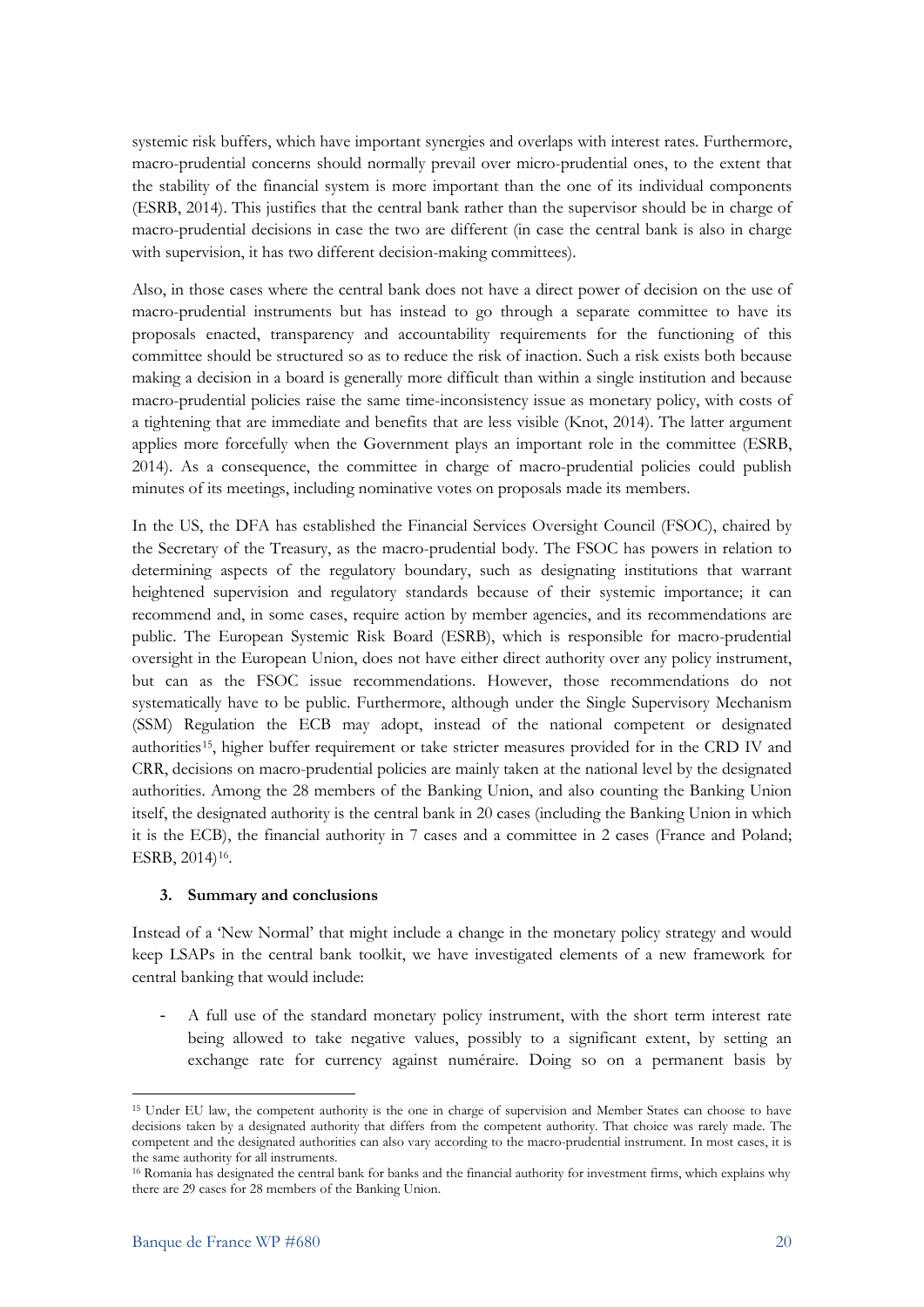systemic risk buffers, which have important synergies and overlaps with interest rates. Furthermore, macro-prudential concerns should normally prevail over micro-prudential ones, to the extent that the stability of the financial system is more important than the one of its individual components (ESRB, 2014). This justifies that the central bank rather than the supervisor should be in charge of macro-prudential decisions in case the two are different (in case the central bank is also in charge with supervision, it has two different decision-making committees).

Also, in those cases where the central bank does not have a direct power of decision on the use of macro-prudential instruments but has instead to go through a separate committee to have its proposals enacted, transparency and accountability requirements for the functioning of this committee should be structured so as to reduce the risk of inaction. Such a risk exists both because making a decision in a board is generally more difficult than within a single institution and because macro-prudential policies raise the same time-inconsistency issue as monetary policy, with costs of a tightening that are immediate and benefits that are less visible (Knot, 2014). The latter argument applies more forcefully when the Government plays an important role in the committee (ESRB, 2014). As a consequence, the committee in charge of macro-prudential policies could publish minutes of its meetings, including nominative votes on proposals made its members.

In the US, the DFA has established the Financial Services Oversight Council (FSOC), chaired by the Secretary of the Treasury, as the macro-prudential body. The FSOC has powers in relation to determining aspects of the regulatory boundary, such as designating institutions that warrant heightened supervision and regulatory standards because of their systemic importance; it can recommend and, in some cases, require action by member agencies, and its recommendations are public. The European Systemic Risk Board (ESRB), which is responsible for macro-prudential oversight in the European Union, does not have either direct authority over any policy instrument, but can as the FSOC issue recommendations. However, those recommendations do not systematically have to be public. Furthermore, although under the Single Supervisory Mechanism (SSM) Regulation the ECB may adopt, instead of the national competent or designated authorities[15], higher buffer requirement or take stricter measures provided for in the CRD IV and CRR, decisions on macro-prudential policies are mainly taken at the national level by the designated authorities. Among the 28 members of the Banking Union, and also counting the Banking Union itself, the designated authority is the central bank in 20 cases (including the Banking Union in which it is the ECB), the financial authority in 7 cases and a committee in 2 cases (France and Poland; ESRB, 2014)[16].

### 3. Summary and conclusions

Instead of a 'New Normal' that might include a change in the monetary policy strategy and would keep LSAPs in the central bank toolkit, we have investigated elements of a new framework for central banking that would include:

- A full use of the standard monetary policy instrument, with the short term interest rate being allowed to take negative values, possibly to a significant extent, by setting an exchange rate for currency against numéraire. Doing so on a permanent basis by

---

[15] Under EU law, the competent authority is the one in charge of supervision and Member States can choose to have decisions taken by a designated authority that differs from the competent authority. That choice was rarely made. The competent and the designated authorities can also vary according to the macro-prudential instrument. In most cases, it is the same authority for all instruments.

[16] Romania has designated the central bank for banks and the financial authority for investment firms, which explains why there are 29 cases for 28 members of the Banking Union.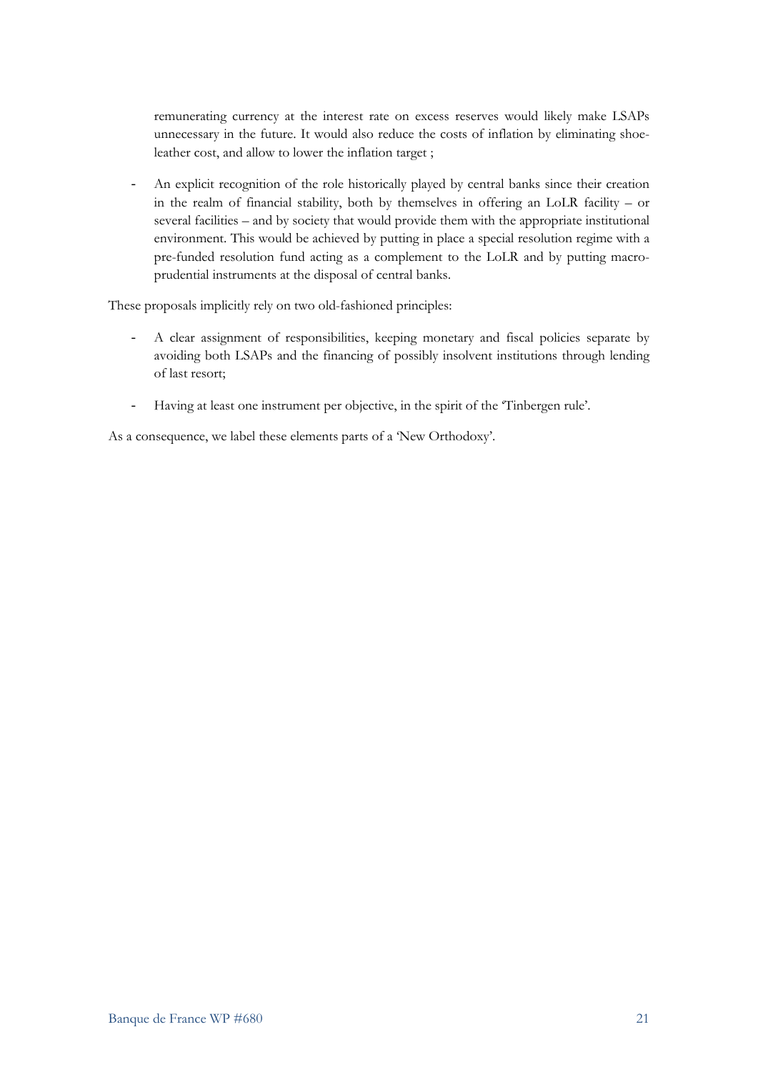remunerating currency at the interest rate on excess reserves would likely make LSAPs unnecessary in the future. It would also reduce the costs of inflation by eliminating shoe-leather cost, and allow to lower the inflation target ;

- An explicit recognition of the role historically played by central banks since their creation in the realm of financial stability, both by themselves in offering an LoLR facility – or several facilities – and by society that would provide them with the appropriate institutional environment. This would be achieved by putting in place a special resolution regime with a pre-funded resolution fund acting as a complement to the LoLR and by putting macro-prudential instruments at the disposal of central banks.

These proposals implicitly rely on two old-fashioned principles:

- A clear assignment of responsibilities, keeping monetary and fiscal policies separate by avoiding both LSAPs and the financing of possibly insolvent institutions through lending of last resort;
- Having at least one instrument per objective, in the spirit of the 'Tinbergen rule'.

As a consequence, we label these elements parts of a 'New Orthodoxy'.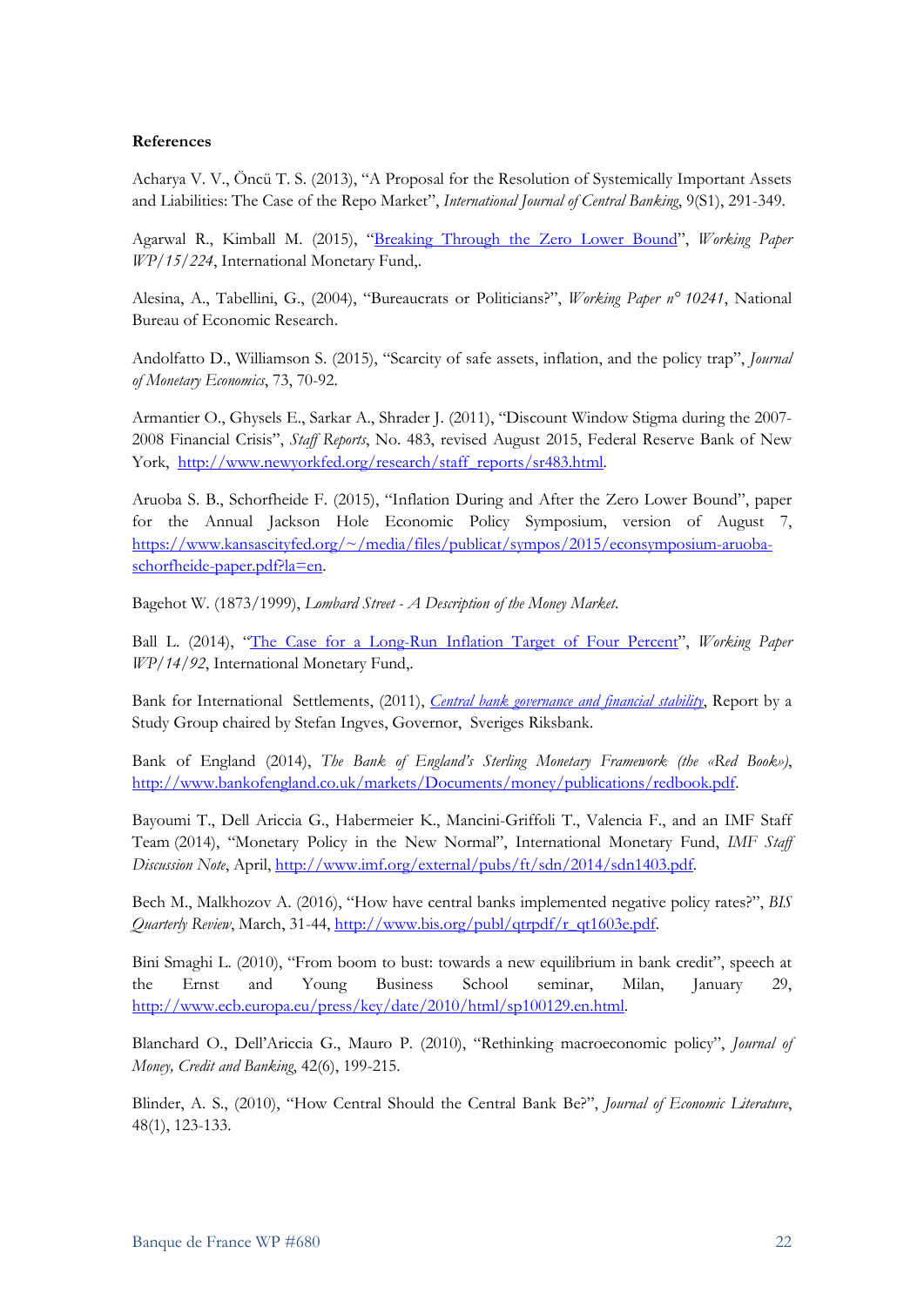**References**

Acharya V. V., Öncü T. S. (2013), "A Proposal for the Resolution of Systemically Important Assets and Liabilities: The Case of the Repo Market", *International Journal of Central Banking*, 9(S1), 291-349.

Agarwal R., Kimball M. (2015), "Breaking Through the Zero Lower Bound", *Working Paper WP/15/224*, International Monetary Fund,.

Alesina, A., Tabellini, G., (2004), "Bureaucrats or Politicians?", *Working Paper n° 10241*, National Bureau of Economic Research.

Andolfatto D., Williamson S. (2015), "Scarcity of safe assets, inflation, and the policy trap", *Journal of Monetary Economics*, 73, 70-92.

Armantier O., Ghysels E., Sarkar A., Shrader J. (2011), "Discount Window Stigma during the 2007-2008 Financial Crisis", *Staff Reports*, No. 483, revised August 2015, Federal Reserve Bank of New York, http://www.newyorkfed.org/research/staff_reports/sr483.html.

Aruoba S. B., Schorfheide F. (2015), "Inflation During and After the Zero Lower Bound", paper for the Annual Jackson Hole Economic Policy Symposium, version of August 7, https://www.kansascityfed.org/~/media/files/publicat/sympos/2015/econsymposium-aruoba-schorfheide-paper.pdf?la=en.

Bagehot W. (1873/1999), *Lombard Street - A Description of the Money Market*.

Ball L. (2014), "The Case for a Long-Run Inflation Target of Four Percent", *Working Paper WP/14/92*, International Monetary Fund,.

Bank for International Settlements, (2011), *Central bank governance and financial stability*, Report by a Study Group chaired by Stefan Ingves, Governor, Sveriges Riksbank.

Bank of England (2014), *The Bank of England's Sterling Monetary Framework (the «Red Book»)*, http://www.bankofengland.co.uk/markets/Documents/money/publications/redbook.pdf.

Bayoumi T., Dell Ariccia G., Habermeier K., Mancini-Griffoli T., Valencia F., and an IMF Staff Team (2014), "Monetary Policy in the New Normal", International Monetary Fund, *IMF Staff Discussion Note*, April, http://www.imf.org/external/pubs/ft/sdn/2014/sdn1403.pdf.

Bech M., Malkhozov A. (2016), "How have central banks implemented negative policy rates?", *BIS Quarterly Review*, March, 31-44, http://www.bis.org/publ/qtrpdf/r_qt1603e.pdf.

Bini Smaghi L. (2010), "From boom to bust: towards a new equilibrium in bank credit", speech at the Ernst and Young Business School seminar, Milan, January 29, http://www.ecb.europa.eu/press/key/date/2010/html/sp100129.en.html.

Blanchard O., Dell'Ariccia G., Mauro P. (2010), "Rethinking macroeconomic policy", *Journal of Money, Credit and Banking*, 42(6), 199-215.

Blinder, A. S., (2010), "How Central Should the Central Bank Be?", *Journal of Economic Literature*, 48(1), 123-133.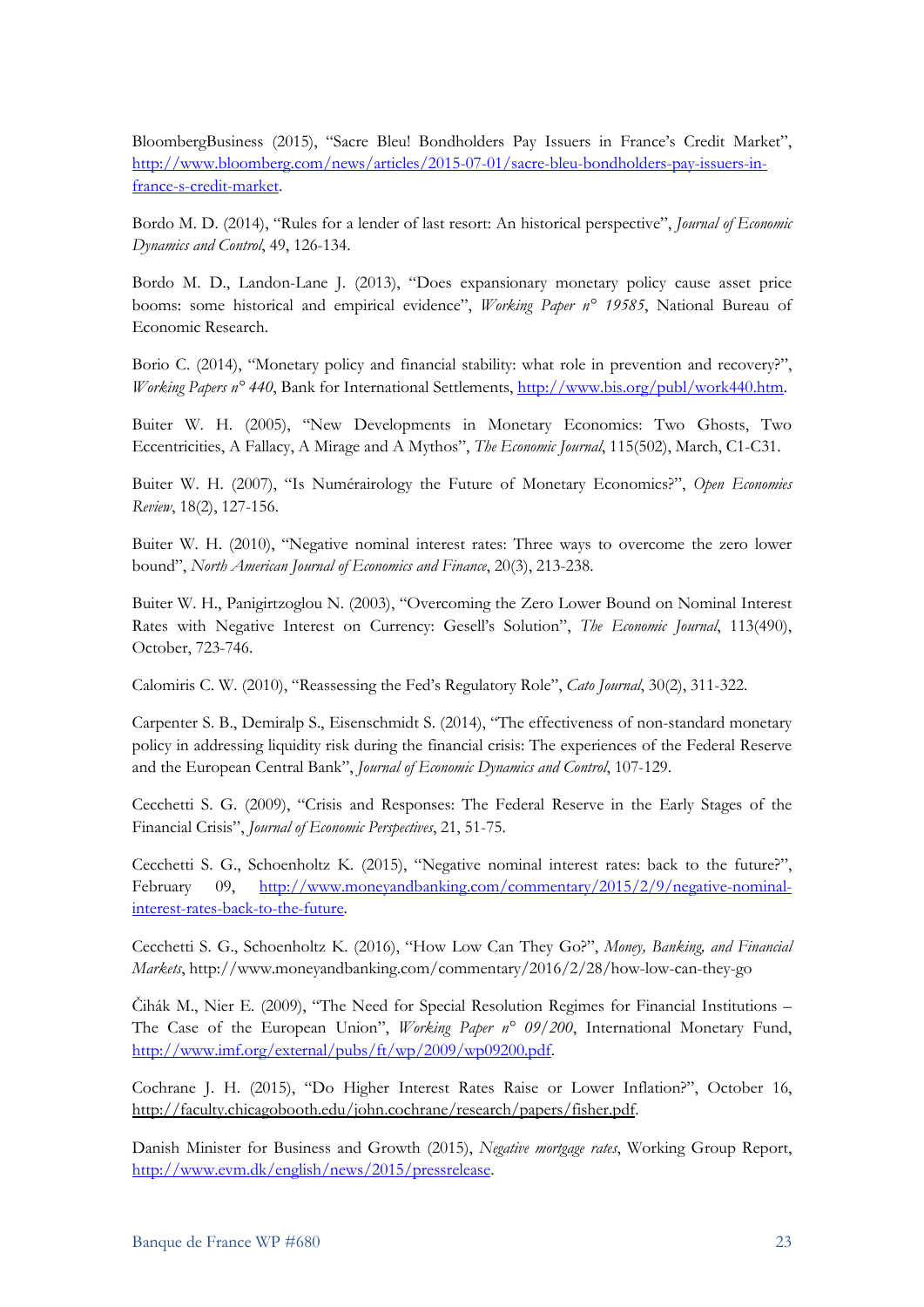BloombergBusiness (2015), "Sacre Bleu! Bondholders Pay Issuers in France's Credit Market", http://www.bloomberg.com/news/articles/2015-07-01/sacre-bleu-bondholders-pay-issuers-in-france-s-credit-market.

Bordo M. D. (2014), "Rules for a lender of last resort: An historical perspective", *Journal of Economic Dynamics and Control*, 49, 126-134.

Bordo M. D., Landon-Lane J. (2013), "Does expansionary monetary policy cause asset price booms: some historical and empirical evidence", *Working Paper n° 19585*, National Bureau of Economic Research.

Borio C. (2014), "Monetary policy and financial stability: what role in prevention and recovery?", *Working Papers n° 440*, Bank for International Settlements, http://www.bis.org/publ/work440.htm.

Buiter W. H. (2005), "New Developments in Monetary Economics: Two Ghosts, Two Eccentricities, A Fallacy, A Mirage and A Mythos", *The Economic Journal*, 115(502), March, C1-C31.

Buiter W. H. (2007), "Is Numérairology the Future of Monetary Economics?", *Open Economies Review*, 18(2), 127-156.

Buiter W. H. (2010), "Negative nominal interest rates: Three ways to overcome the zero lower bound", *North American Journal of Economics and Finance*, 20(3), 213-238.

Buiter W. H., Panigirtzoglou N. (2003), "Overcoming the Zero Lower Bound on Nominal Interest Rates with Negative Interest on Currency: Gesell's Solution", *The Economic Journal*, 113(490), October, 723-746.

Calomiris C. W. (2010), "Reassessing the Fed's Regulatory Role", *Cato Journal*, 30(2), 311-322.

Carpenter S. B., Demiralp S., Eisenschmidt S. (2014), "The effectiveness of non-standard monetary policy in addressing liquidity risk during the financial crisis: The experiences of the Federal Reserve and the European Central Bank", *Journal of Economic Dynamics and Control*, 107-129.

Cecchetti S. G. (2009), "Crisis and Responses: The Federal Reserve in the Early Stages of the Financial Crisis", *Journal of Economic Perspectives*, 21, 51-75.

Cecchetti S. G., Schoenholtz K. (2015), "Negative nominal interest rates: back to the future?", February 09, http://www.moneyandbanking.com/commentary/2015/2/9/negative-nominal-interest-rates-back-to-the-future.

Cecchetti S. G., Schoenholtz K. (2016), "How Low Can They Go?", *Money, Banking, and Financial Markets*, http://www.moneyandbanking.com/commentary/2016/2/28/how-low-can-they-go

Čihák M., Nier E. (2009), "The Need for Special Resolution Regimes for Financial Institutions – The Case of the European Union", *Working Paper n° 09/200*, International Monetary Fund, http://www.imf.org/external/pubs/ft/wp/2009/wp09200.pdf.

Cochrane J. H. (2015), "Do Higher Interest Rates Raise or Lower Inflation?", October 16, http://faculty.chicagobooth.edu/john.cochrane/research/papers/fisher.pdf.

Danish Minister for Business and Growth (2015), *Negative mortgage rates*, Working Group Report, http://www.evm.dk/english/news/2015/pressrelease.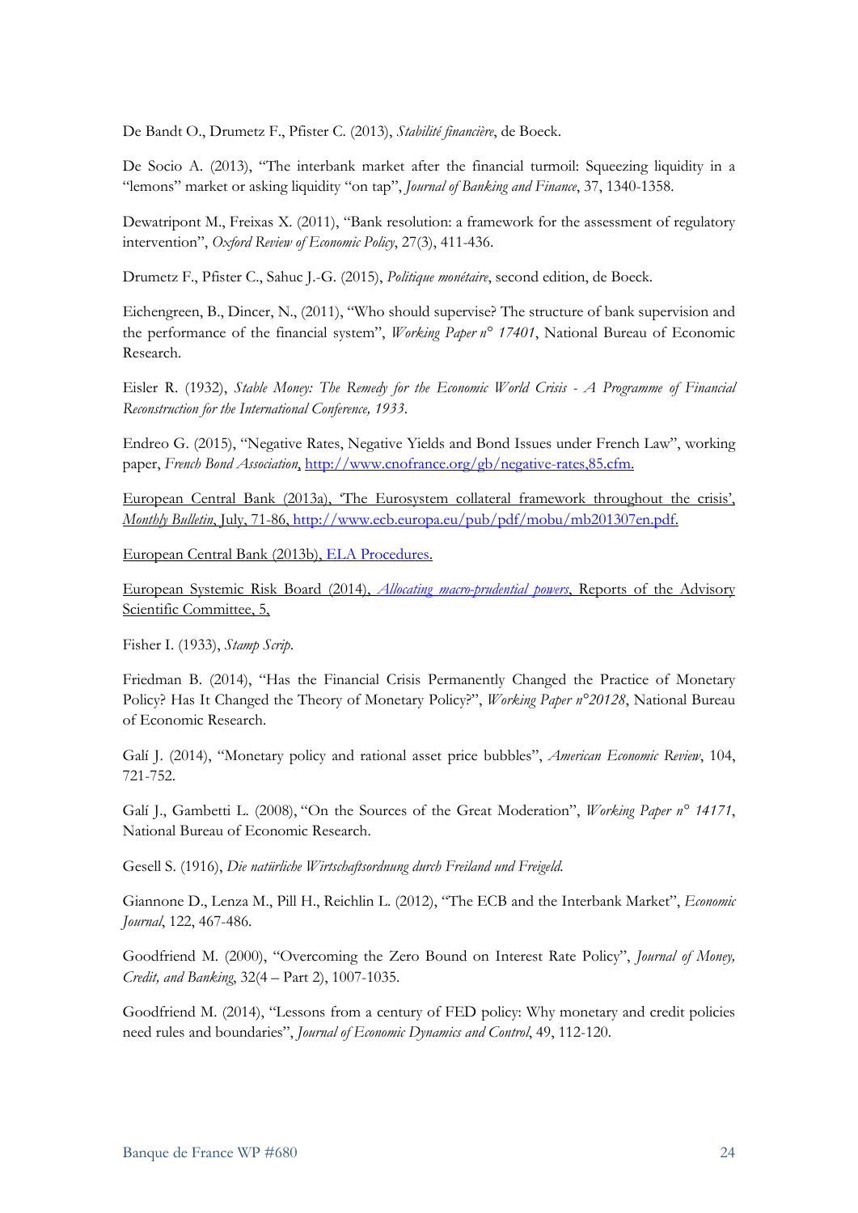De Bandt O., Drumetz F., Pfister C. (2013), *Stabilité financière*, de Boeck.

De Socio A. (2013), "The interbank market after the financial turmoil: Squeezing liquidity in a "lemons" market or asking liquidity "on tap", *Journal of Banking and Finance*, 37, 1340-1358.

Dewatripont M., Freixas X. (2011), "Bank resolution: a framework for the assessment of regulatory intervention", *Oxford Review of Economic Policy*, 27(3), 411-436.

Drumetz F., Pfister C., Sahuc J.-G. (2015), *Politique monétaire*, second edition, de Boeck.

Eichengreen, B., Dincer, N., (2011), "Who should supervise? The structure of bank supervision and the performance of the financial system", *Working Paper n° 17401*, National Bureau of Economic Research.

Eisler R. (1932), *Stable Money: The Remedy for the Economic World Crisis - A Programme of Financial Reconstruction for the International Conference, 1933*.

Endreo G. (2015), "Negative Rates, Negative Yields and Bond Issues under French Law", working paper, *French Bond Association*, http://www.cnofrance.org/gb/negative-rates,85.cfm.

European Central Bank (2013a), 'The Eurosystem collateral framework throughout the crisis', *Monthly Bulletin*, July, 71-86, http://www.ecb.europa.eu/pub/pdf/mobu/mb201307en.pdf.

European Central Bank (2013b), ELA Procedures.

European Systemic Risk Board (2014), *Allocating macro-prudential powers*, Reports of the Advisory Scientific Committee, 5,

Fisher I. (1933), *Stamp Scrip*.

Friedman B. (2014), "Has the Financial Crisis Permanently Changed the Practice of Monetary Policy? Has It Changed the Theory of Monetary Policy?", *Working Paper n°20128*, National Bureau of Economic Research.

Galí J. (2014), "Monetary policy and rational asset price bubbles", *American Economic Review*, 104, 721-752.

Galí J., Gambetti L. (2008), "On the Sources of the Great Moderation", *Working Paper n° 14171*, National Bureau of Economic Research.

Gesell S. (1916), *Die natürliche Wirtschaftsordnung durch Freiland und Freigeld.*

Giannone D., Lenza M., Pill H., Reichlin L. (2012), "The ECB and the Interbank Market", *Economic Journal*, 122, 467-486.

Goodfriend M. (2000), "Overcoming the Zero Bound on Interest Rate Policy", *Journal of Money, Credit, and Banking*, 32(4 – Part 2), 1007-1035.

Goodfriend M. (2014), "Lessons from a century of FED policy: Why monetary and credit policies need rules and boundaries", *Journal of Economic Dynamics and Control*, 49, 112-120.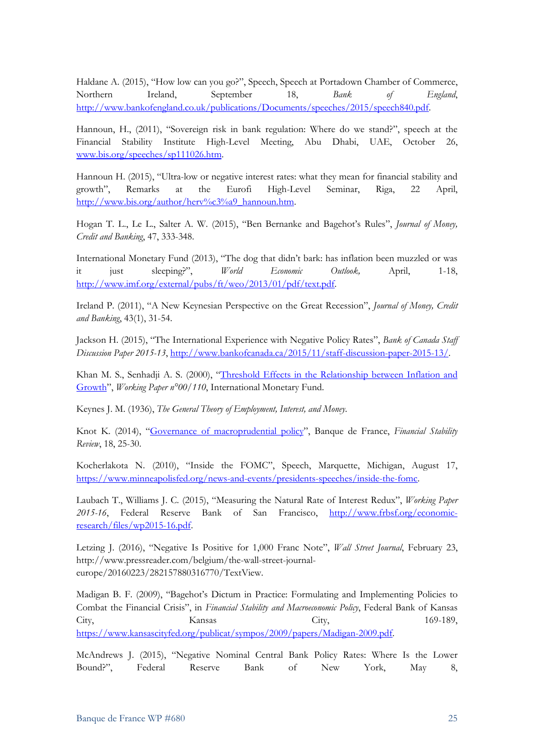Haldane A. (2015), "How low can you go?", Speech, Speech at Portadown Chamber of Commerce, Northern Ireland, September 18, *Bank of England*, http://www.bankofengland.co.uk/publications/Documents/speeches/2015/speech840.pdf.

Hannoun, H., (2011), "Sovereign risk in bank regulation: Where do we stand?", speech at the Financial Stability Institute High-Level Meeting, Abu Dhabi, UAE, October 26, www.bis.org/speeches/sp111026.htm.

Hannoun H. (2015), "Ultra-low or negative interest rates: what they mean for financial stability and growth", Remarks at the Eurofi High-Level Seminar, Riga, 22 April, http://www.bis.org/author/herv%c3%a9_hannoun.htm.

Hogan T. L., Le L., Salter A. W. (2015), "Ben Bernanke and Bagehot's Rules", *Journal of Money, Credit and Banking*, 47, 333-348.

International Monetary Fund (2013), "The dog that didn't bark: has inflation been muzzled or was it just sleeping?", *World Economic Outlook,* April, 1-18, http://www.imf.org/external/pubs/ft/weo/2013/01/pdf/text.pdf.

Ireland P. (2011), "A New Keynesian Perspective on the Great Recession", *Journal of Money, Credit and Banking*, 43(1), 31-54.

Jackson H. (2015), "The International Experience with Negative Policy Rates", *Bank of Canada Staff Discussion Paper 2015-13*, http://www.bankofcanada.ca/2015/11/staff-discussion-paper-2015-13/.

Khan M. S., Senhadji A. S. (2000), "Threshold Effects in the Relationship between Inflation and Growth", *Working Paper n°00/110*, International Monetary Fund.

Keynes J. M. (1936), *The General Theory of Employment, Interest, and Money*.

Knot K. (2014), "Governance of macroprudential policy", Banque de France, *Financial Stability Review*, 18, 25-30.

Kocherlakota N. (2010), "Inside the FOMC", Speech, Marquette, Michigan, August 17, https://www.minneapolisfed.org/news-and-events/presidents-speeches/inside-the-fomc.

Laubach T., Williams J. C. (2015), "Measuring the Natural Rate of Interest Redux", *Working Paper 2015-16*, Federal Reserve Bank of San Francisco, http://www.frbsf.org/economic-research/files/wp2015-16.pdf.

Letzing J. (2016), "Negative Is Positive for 1,000 Franc Note", *Wall Street Journal*, February 23, http://www.pressreader.com/belgium/the-wall-street-journal-europe/20160223/282157880316770/TextView.

Madigan B. F. (2009), "Bagehot's Dictum in Practice: Formulating and Implementing Policies to Combat the Financial Crisis", in *Financial Stability and Macroeconomic Policy*, Federal Bank of Kansas City, Kansas City, 169-189, https://www.kansascityfed.org/publicat/sympos/2009/papers/Madigan-2009.pdf.

McAndrews J. (2015), "Negative Nominal Central Bank Policy Rates: Where Is the Lower Bound?", Federal Reserve Bank of New York, May 8,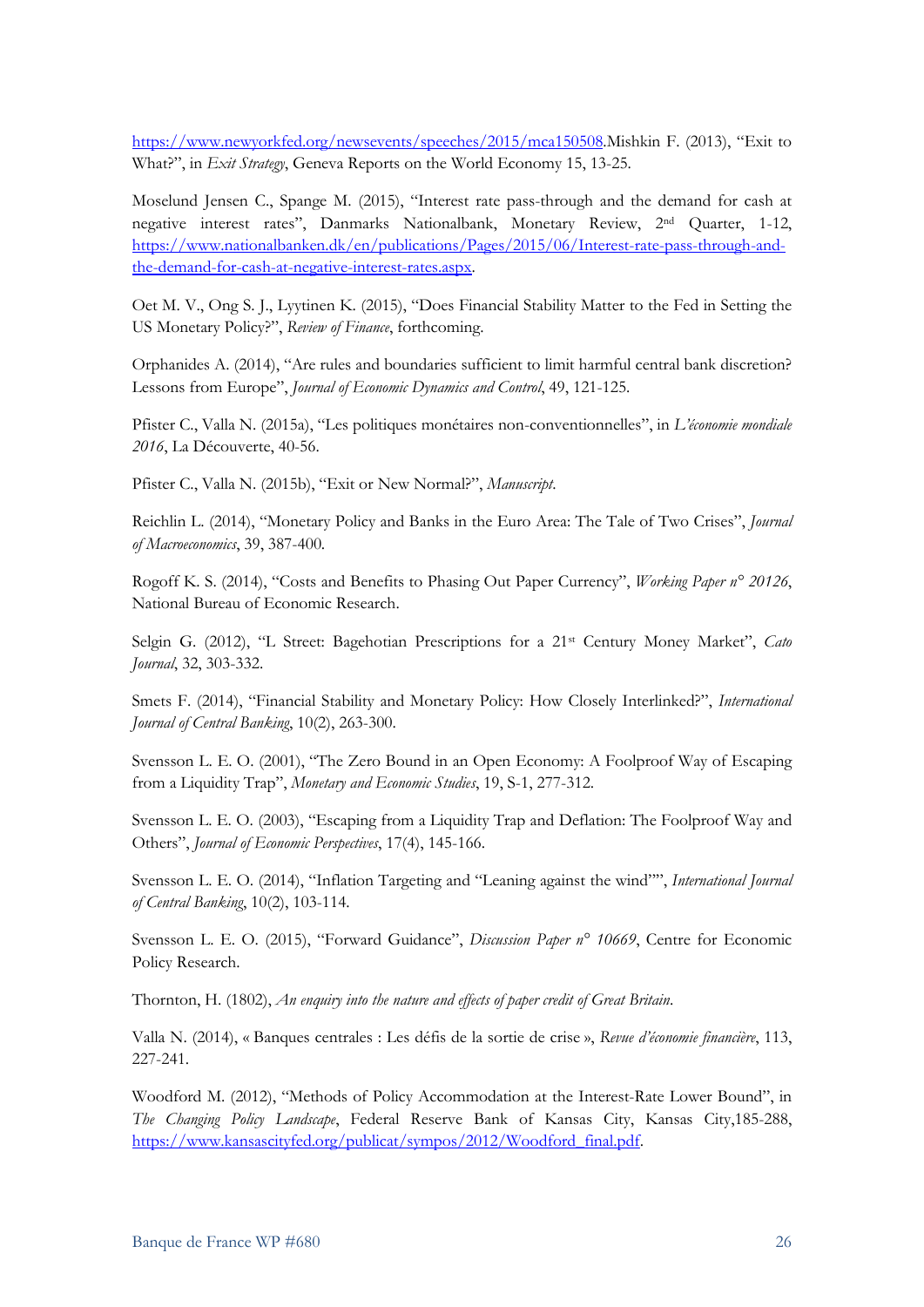https://www.newyorkfed.org/newsevents/speeches/2015/mca150508.Mishkin F. (2013), "Exit to What?", in *Exit Strategy*, Geneva Reports on the World Economy 15, 13-25.

Moselund Jensen C., Spange M. (2015), "Interest rate pass-through and the demand for cash at negative interest rates", Danmarks Nationalbank, Monetary Review, 2nd Quarter, 1-12, https://www.nationalbanken.dk/en/publications/Pages/2015/06/Interest-rate-pass-through-and-the-demand-for-cash-at-negative-interest-rates.aspx.

Oet M. V., Ong S. J., Lyytinen K. (2015), "Does Financial Stability Matter to the Fed in Setting the US Monetary Policy?", *Review of Finance*, forthcoming.

Orphanides A. (2014), "Are rules and boundaries sufficient to limit harmful central bank discretion? Lessons from Europe", *Journal of Economic Dynamics and Control*, 49, 121-125.

Pfister C., Valla N. (2015a), "Les politiques monétaires non-conventionnelles", in *L'économie mondiale 2016*, La Découverte, 40-56.

Pfister C., Valla N. (2015b), "Exit or New Normal?", *Manuscript*.

Reichlin L. (2014), "Monetary Policy and Banks in the Euro Area: The Tale of Two Crises", *Journal of Macroeconomics*, 39, 387-400.

Rogoff K. S. (2014), "Costs and Benefits to Phasing Out Paper Currency", *Working Paper n° 20126*, National Bureau of Economic Research.

Selgin G. (2012), "L Street: Bagehotian Prescriptions for a 21st Century Money Market", *Cato Journal*, 32, 303-332.

Smets F. (2014), "Financial Stability and Monetary Policy: How Closely Interlinked?", *International Journal of Central Banking*, 10(2), 263-300.

Svensson L. E. O. (2001), "The Zero Bound in an Open Economy: A Foolproof Way of Escaping from a Liquidity Trap", *Monetary and Economic Studies*, 19, S-1, 277-312.

Svensson L. E. O. (2003), "Escaping from a Liquidity Trap and Deflation: The Foolproof Way and Others", *Journal of Economic Perspectives*, 17(4), 145-166.

Svensson L. E. O. (2014), "Inflation Targeting and "Leaning against the wind"", *International Journal of Central Banking*, 10(2), 103-114.

Svensson L. E. O. (2015), "Forward Guidance", *Discussion Paper n° 10669*, Centre for Economic Policy Research.

Thornton, H. (1802), *An enquiry into the nature and effects of paper credit of Great Britain*.

Valla N. (2014), « Banques centrales : Les défis de la sortie de crise », *Revue d'économie financière*, 113, 227-241.

Woodford M. (2012), "Methods of Policy Accommodation at the Interest-Rate Lower Bound", in *The Changing Policy Landscape*, Federal Reserve Bank of Kansas City, Kansas City,185-288, https://www.kansascityfed.org/publicat/sympos/2012/Woodford_final.pdf.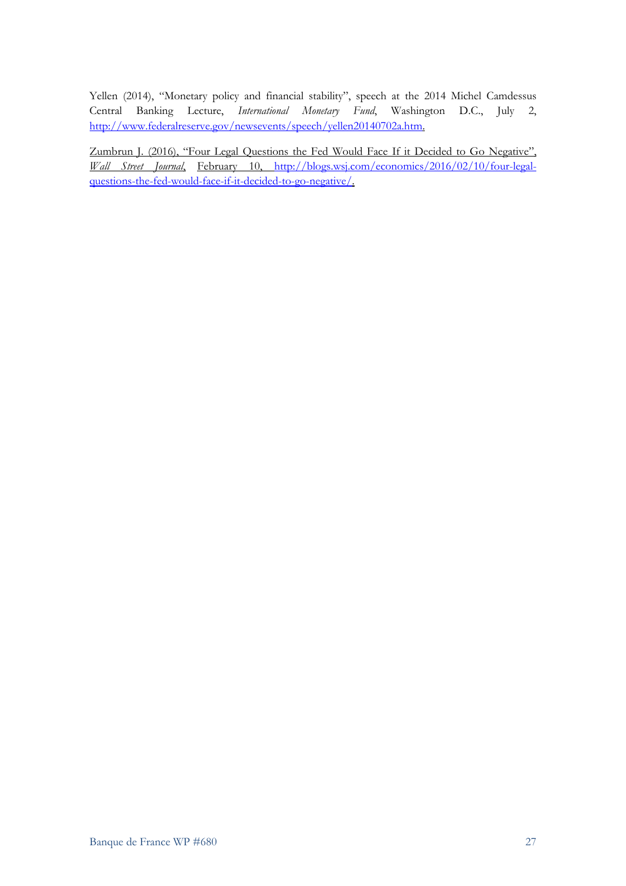Yellen (2014), "Monetary policy and financial stability", speech at the 2014 Michel Camdessus Central Banking Lecture, *International Monetary Fund*, Washington D.C., July 2, http://www.federalreserve.gov/newsevents/speech/yellen20140702a.htm.

Zumbrun J. (2016), "Four Legal Questions the Fed Would Face If it Decided to Go Negative", *Wall Street Journal*, February 10, http://blogs.wsj.com/economics/2016/02/10/four-legal-questions-the-fed-would-face-if-it-decided-to-go-negative/.